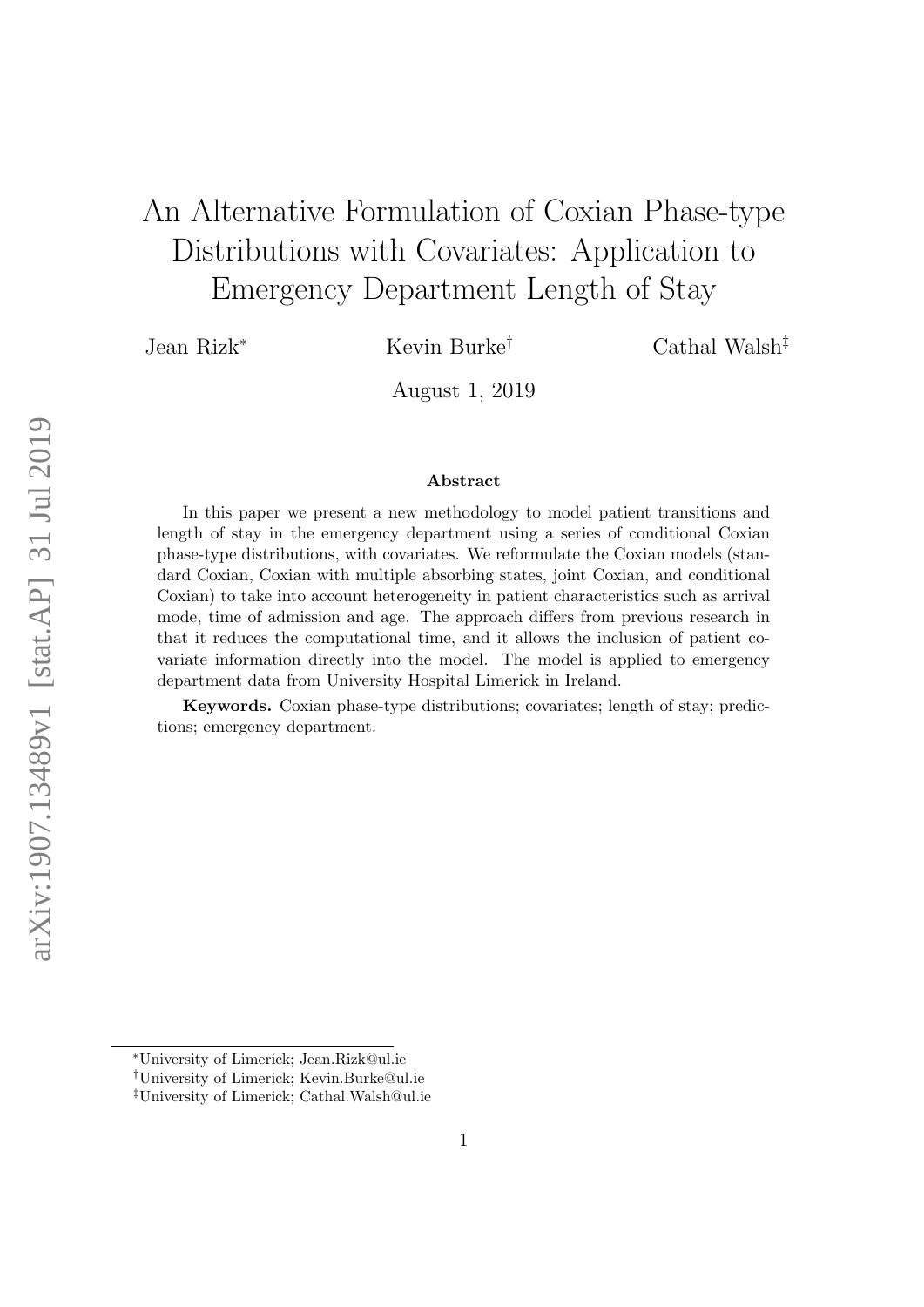# An Alternative Formulation of Coxian Phase-type Distributions with Covariates: Application to Emergency Department Length of Stay

Jean Rizk[*] Kevin Burke[†] Cathal Walsh[‡]

August 1, 2019

## Abstract

In this paper we present a new methodology to model patient transitions and length of stay in the emergency department using a series of conditional Coxian phase-type distributions, with covariates. We reformulate the Coxian models (standard Coxian, Coxian with multiple absorbing states, joint Coxian, and conditional Coxian) to take into account heterogeneity in patient characteristics such as arrival mode, time of admission and age. The approach differs from previous research in that it reduces the computational time, and it allows the inclusion of patient covariate information directly into the model. The model is applied to emergency department data from University Hospital Limerick in Ireland.

**Keywords.** Coxian phase-type distributions; covariates; length of stay; predictions; emergency department.

---

[*] University of Limerick; Jean.Rizk@ul.ie

[†] University of Limerick; Kevin.Burke@ul.ie

[‡] University of Limerick; Cathal.Walsh@ul.ie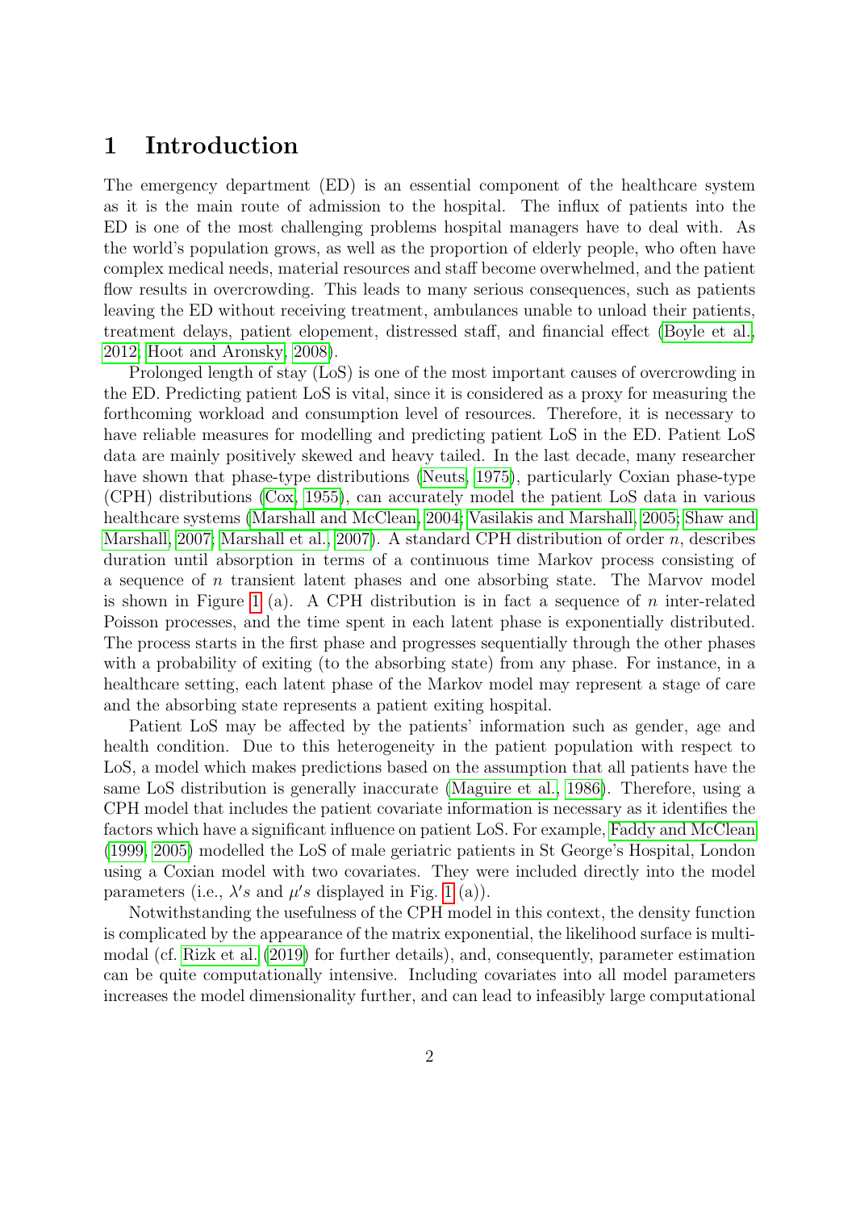# 1 Introduction

The emergency department (ED) is an essential component of the healthcare system as it is the main route of admission to the hospital. The influx of patients into the ED is one of the most challenging problems hospital managers have to deal with. As the world's population grows, as well as the proportion of elderly people, who often have complex medical needs, material resources and staff become overwhelmed, and the patient flow results in overcrowding. This leads to many serious consequences, such as patients leaving the ED without receiving treatment, ambulances unable to unload their patients, treatment delays, patient elopement, distressed staff, and financial effect (Boyle et al., 2012; Hoot and Aronsky, 2008).

Prolonged length of stay (LoS) is one of the most important causes of overcrowding in the ED. Predicting patient LoS is vital, since it is considered as a proxy for measuring the forthcoming workload and consumption level of resources. Therefore, it is necessary to have reliable measures for modelling and predicting patient LoS in the ED. Patient LoS data are mainly positively skewed and heavy tailed. In the last decade, many researcher have shown that phase-type distributions (Neuts, 1975), particularly Coxian phase-type (CPH) distributions (Cox, 1955), can accurately model the patient LoS data in various healthcare systems (Marshall and McClean, 2004; Vasilakis and Marshall, 2005; Shaw and Marshall, 2007; Marshall et al., 2007). A standard CPH distribution of order $n$, describes duration until absorption in terms of a continuous time Markov process consisting of a sequence of $n$ transient latent phases and one absorbing state. The Marvov model is shown in Figure 1 (a). A CPH distribution is in fact a sequence of $n$ inter-related Poisson processes, and the time spent in each latent phase is exponentially distributed. The process starts in the first phase and progresses sequentially through the other phases with a probability of exiting (to the absorbing state) from any phase. For instance, in a healthcare setting, each latent phase of the Markov model may represent a stage of care and the absorbing state represents a patient exiting hospital.

Patient LoS may be affected by the patients' information such as gender, age and health condition. Due to this heterogeneity in the patient population with respect to LoS, a model which makes predictions based on the assumption that all patients have the same LoS distribution is generally inaccurate (Maguire et al., 1986). Therefore, using a CPH model that includes the patient covariate information is necessary as it identifies the factors which have a significant influence on patient LoS. For example, Faddy and McClean (1999, 2005) modelled the LoS of male geriatric patients in St George's Hospital, London using a Coxian model with two covariates. They were included directly into the model parameters (i.e., $\lambda' s$ and $\mu' s$ displayed in Fig. 1 (a)).

Notwithstanding the usefulness of the CPH model in this context, the density function is complicated by the appearance of the matrix exponential, the likelihood surface is multi-modal (cf. Rizk et al. (2019) for further details), and, consequently, parameter estimation can be quite computationally intensive. Including covariates into all model parameters increases the model dimensionality further, and can lead to infeasibly large computational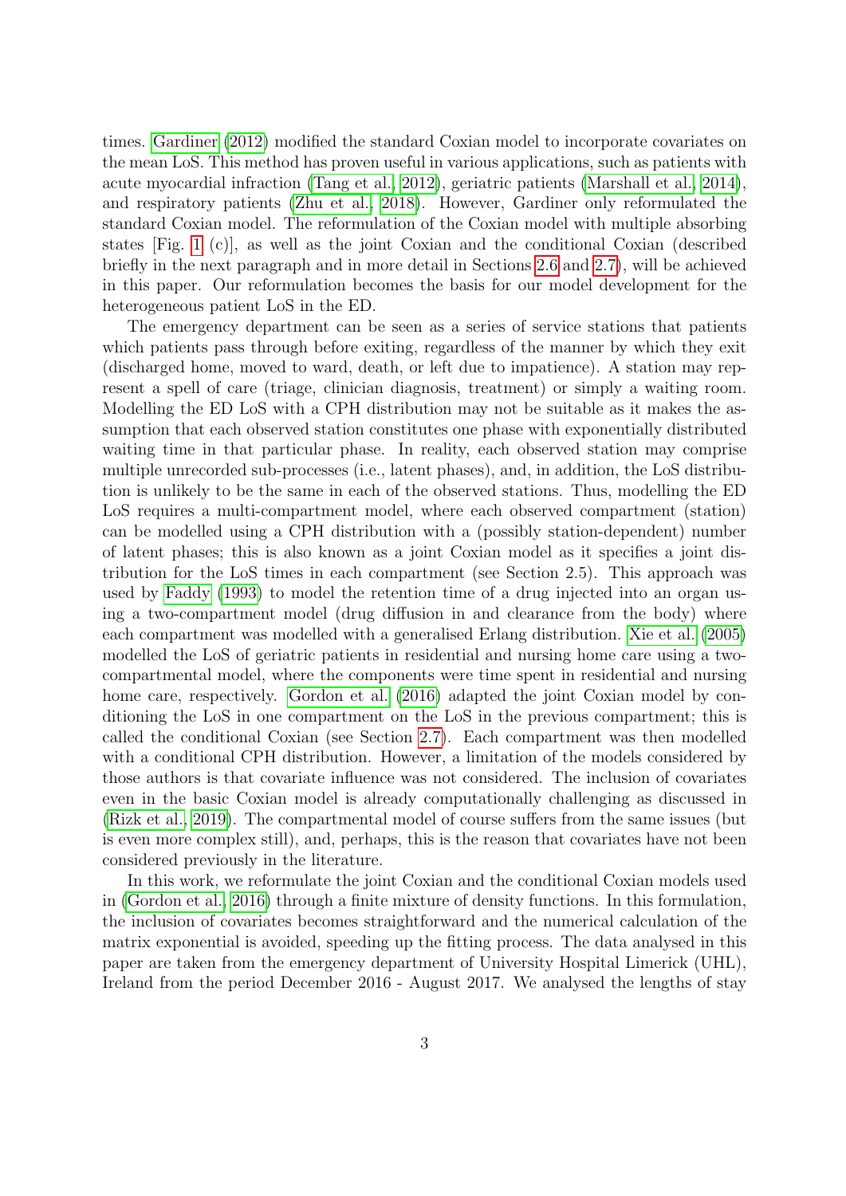times. Gardiner (2012) modified the standard Coxian model to incorporate covariates on the mean LoS. This method has proven useful in various applications, such as patients with acute myocardial infraction (Tang et al., 2012), geriatric patients (Marshall et al., 2014), and respiratory patients (Zhu et al., 2018). However, Gardiner only reformulated the standard Coxian model. The reformulation of the Coxian model with multiple absorbing states [Fig. 1 (c)], as well as the joint Coxian and the conditional Coxian (described briefly in the next paragraph and in more detail in Sections 2.6 and 2.7), will be achieved in this paper. Our reformulation becomes the basis for our model development for the heterogeneous patient LoS in the ED.

The emergency department can be seen as a series of service stations that patients which patients pass through before exiting, regardless of the manner by which they exit (discharged home, moved to ward, death, or left due to impatience). A station may represent a spell of care (triage, clinician diagnosis, treatment) or simply a waiting room. Modelling the ED LoS with a CPH distribution may not be suitable as it makes the assumption that each observed station constitutes one phase with exponentially distributed waiting time in that particular phase. In reality, each observed station may comprise multiple unrecorded sub-processes (i.e., latent phases), and, in addition, the LoS distribution is unlikely to be the same in each of the observed stations. Thus, modelling the ED LoS requires a multi-compartment model, where each observed compartment (station) can be modelled using a CPH distribution with a (possibly station-dependent) number of latent phases; this is also known as a joint Coxian model as it specifies a joint distribution for the LoS times in each compartment (see Section 2.5). This approach was used by Faddy (1993) to model the retention time of a drug injected into an organ using a two-compartment model (drug diffusion in and clearance from the body) where each compartment was modelled with a generalised Erlang distribution. Xie et al. (2005) modelled the LoS of geriatric patients in residential and nursing home care using a two-compartmental model, where the components were time spent in residential and nursing home care, respectively. Gordon et al. (2016) adapted the joint Coxian model by conditioning the LoS in one compartment on the LoS in the previous compartment; this is called the conditional Coxian (see Section 2.7). Each compartment was then modelled with a conditional CPH distribution. However, a limitation of the models considered by those authors is that covariate influence was not considered. The inclusion of covariates even in the basic Coxian model is already computationally challenging as discussed in (Rizk et al., 2019). The compartmental model of course suffers from the same issues (but is even more complex still), and, perhaps, this is the reason that covariates have not been considered previously in the literature.

In this work, we reformulate the joint Coxian and the conditional Coxian models used in (Gordon et al., 2016) through a finite mixture of density functions. In this formulation, the inclusion of covariates becomes straightforward and the numerical calculation of the matrix exponential is avoided, speeding up the fitting process. The data analysed in this paper are taken from the emergency department of University Hospital Limerick (UHL), Ireland from the period December 2016 - August 2017. We analysed the lengths of stay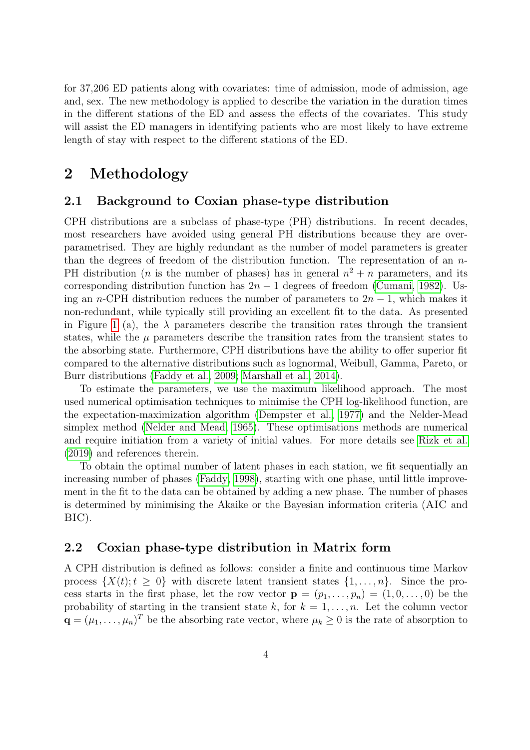for 37,206 ED patients along with covariates: time of admission, mode of admission, age and, sex. The new methodology is applied to describe the variation in the duration times in the different stations of the ED and assess the effects of the covariates. This study will assist the ED managers in identifying patients who are most likely to have extreme length of stay with respect to the different stations of the ED.

# 2 Methodology

## 2.1 Background to Coxian phase-type distribution

CPH distributions are a subclass of phase-type (PH) distributions. In recent decades, most researchers have avoided using general PH distributions because they are over-parametrised. They are highly redundant as the number of model parameters is greater than the degrees of freedom of the distribution function. The representation of an $n$-PH distribution ($n$ is the number of phases) has in general $n^2 + n$ parameters, and its corresponding distribution function has $2n - 1$ degrees of freedom (Cumani, 1982). Using an $n$-CPH distribution reduces the number of parameters to $2n - 1$, which makes it non-redundant, while typically still providing an excellent fit to the data. As presented in Figure 1 (a), the $\lambda$ parameters describe the transition rates through the transient states, while the $\mu$ parameters describe the transition rates from the transient states to the absorbing state. Furthermore, CPH distributions have the ability to offer superior fit compared to the alternative distributions such as lognormal, Weibull, Gamma, Pareto, or Burr distributions (Faddy et al., 2009; Marshall et al., 2014).

To estimate the parameters, we use the maximum likelihood approach. The most used numerical optimisation techniques to minimise the CPH log-likelihood function, are the expectation-maximization algorithm (Dempster et al., 1977) and the Nelder-Mead simplex method (Nelder and Mead, 1965). These optimisations methods are numerical and require initiation from a variety of initial values. For more details see Rizk et al. (2019) and references therein.

To obtain the optimal number of latent phases in each station, we fit sequentially an increasing number of phases (Faddy, 1998), starting with one phase, until little improvement in the fit to the data can be obtained by adding a new phase. The number of phases is determined by minimising the Akaike or the Bayesian information criteria (AIC and BIC).

## 2.2 Coxian phase-type distribution in Matrix form

A CPH distribution is defined as follows: consider a finite and continuous time Markov process $\{X(t); t \geq 0\}$ with discrete latent transient states $\{1, \ldots, n\}$. Since the process starts in the first phase, let the row vector $\mathbf{p} = (p_1, \ldots, p_n) = (1, 0, \ldots, 0)$ be the probability of starting in the transient state $k$, for $k = 1, \ldots, n$. Let the column vector $\mathbf{q} = (\mu_1, \ldots, \mu_n)^T$ be the absorbing rate vector, where $\mu_k \geq 0$ is the rate of absorption to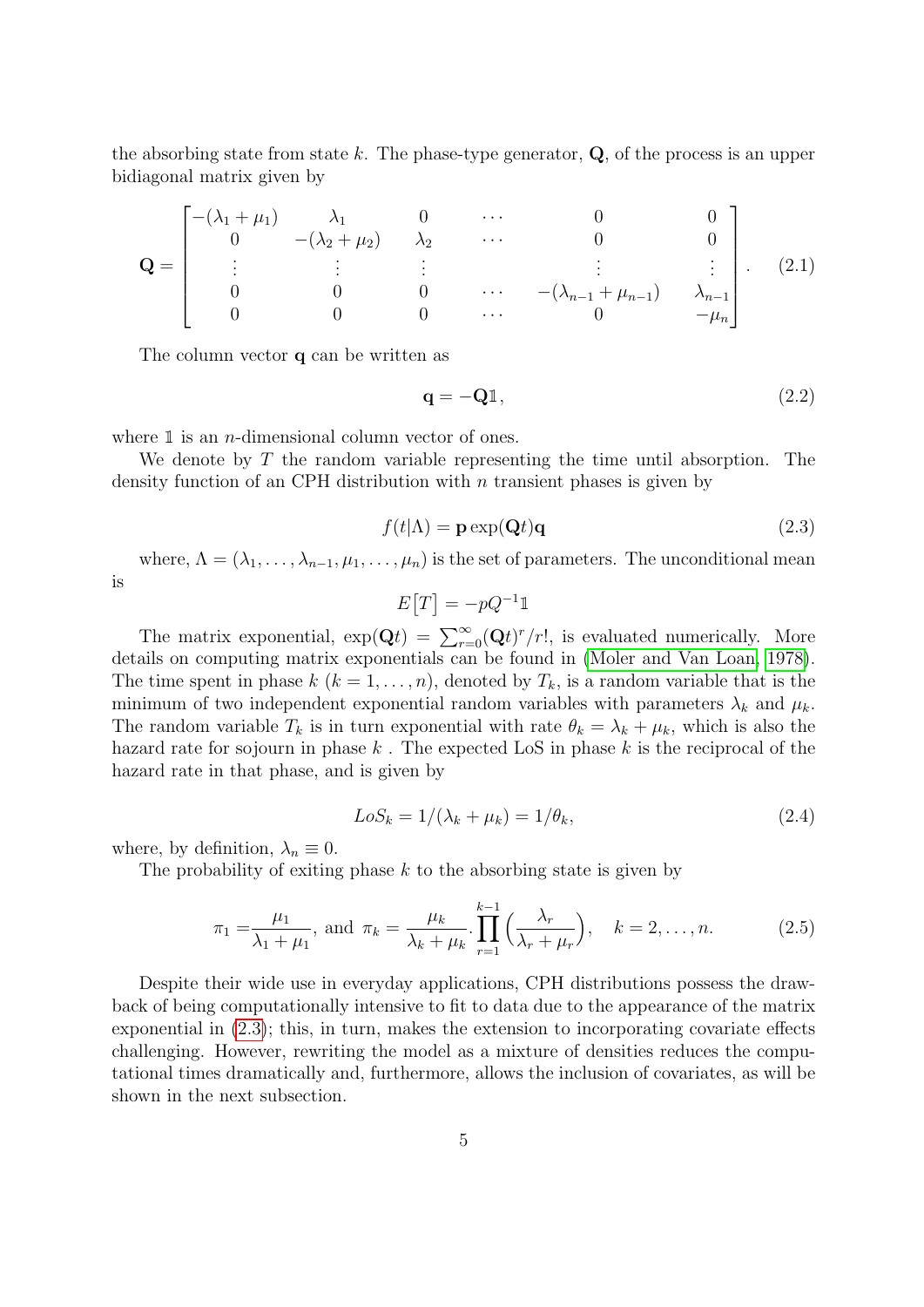the absorbing state from state $k$. The phase-type generator, $\mathbf{Q}$, of the process is an upper bidiagonal matrix given by

$$\mathbf{Q} = \begin{bmatrix} -(\lambda_1+\mu_1) & \lambda_1 & 0 & \cdots & 0 & 0 \\ 0 & -(\lambda_2+\mu_2) & \lambda_2 & \cdots & 0 & 0 \\ \vdots & \vdots & \vdots & & \vdots & \vdots \\ 0 & 0 & 0 & \cdots & -(\lambda_{n-1}+\mu_{n-1}) & \lambda_{n-1} \\ 0 & 0 & 0 & \cdots & 0 & -\mu_n \end{bmatrix}. \quad (2.1)$$

The column vector $\mathbf{q}$ can be written as

$$\mathbf{q} = -\mathbf{Q}\mathbb{1}, \quad (2.2)$$

where $\mathbb{1}$ is an $n$-dimensional column vector of ones.

We denote by $T$ the random variable representing the time until absorption. The density function of an CPH distribution with $n$ transient phases is given by

$$f(t|\Lambda) = \mathbf{p}\exp(\mathbf{Q}t)\mathbf{q} \quad (2.3)$$

where, $\Lambda = (\lambda_1, \dots, \lambda_{n-1}, \mu_1, \dots, \mu_n)$ is the set of parameters. The unconditional mean is

$$E\big[T\big] = -pQ^{-1}\mathbb{1}$$

The matrix exponential, $\exp(\mathbf{Q}t) = \sum_{r=0}^{\infty}(\mathbf{Q}t)^r/r!$, is evaluated numerically. More details on computing matrix exponentials can be found in (Moler and Van Loan, 1978). The time spent in phase $k$ ($k = 1, \dots, n$), denoted by $T_k$, is a random variable that is the minimum of two independent exponential random variables with parameters $\lambda_k$ and $\mu_k$. The random variable $T_k$ is in turn exponential with rate $\theta_k = \lambda_k + \mu_k$, which is also the hazard rate for sojourn in phase $k$ . The expected LoS in phase $k$ is the reciprocal of the hazard rate in that phase, and is given by

$$LoS_k = 1/(\lambda_k + \mu_k) = 1/\theta_k, \quad (2.4)$$

where, by definition, $\lambda_n \equiv 0$.

The probability of exiting phase $k$ to the absorbing state is given by

$$\pi_1 = \frac{\mu_1}{\lambda_1+\mu_1}, \text{ and } \pi_k = \frac{\mu_k}{\lambda_k+\mu_k}.\prod_{r=1}^{k-1}\Big(\frac{\lambda_r}{\lambda_r+\mu_r}\Big), \quad k = 2, \dots, n. \quad (2.5)$$

Despite their wide use in everyday applications, CPH distributions possess the drawback of being computationally intensive to fit to data due to the appearance of the matrix exponential in (2.3); this, in turn, makes the extension to incorporating covariate effects challenging. However, rewriting the model as a mixture of densities reduces the computational times dramatically and, furthermore, allows the inclusion of covariates, as will be shown in the next subsection.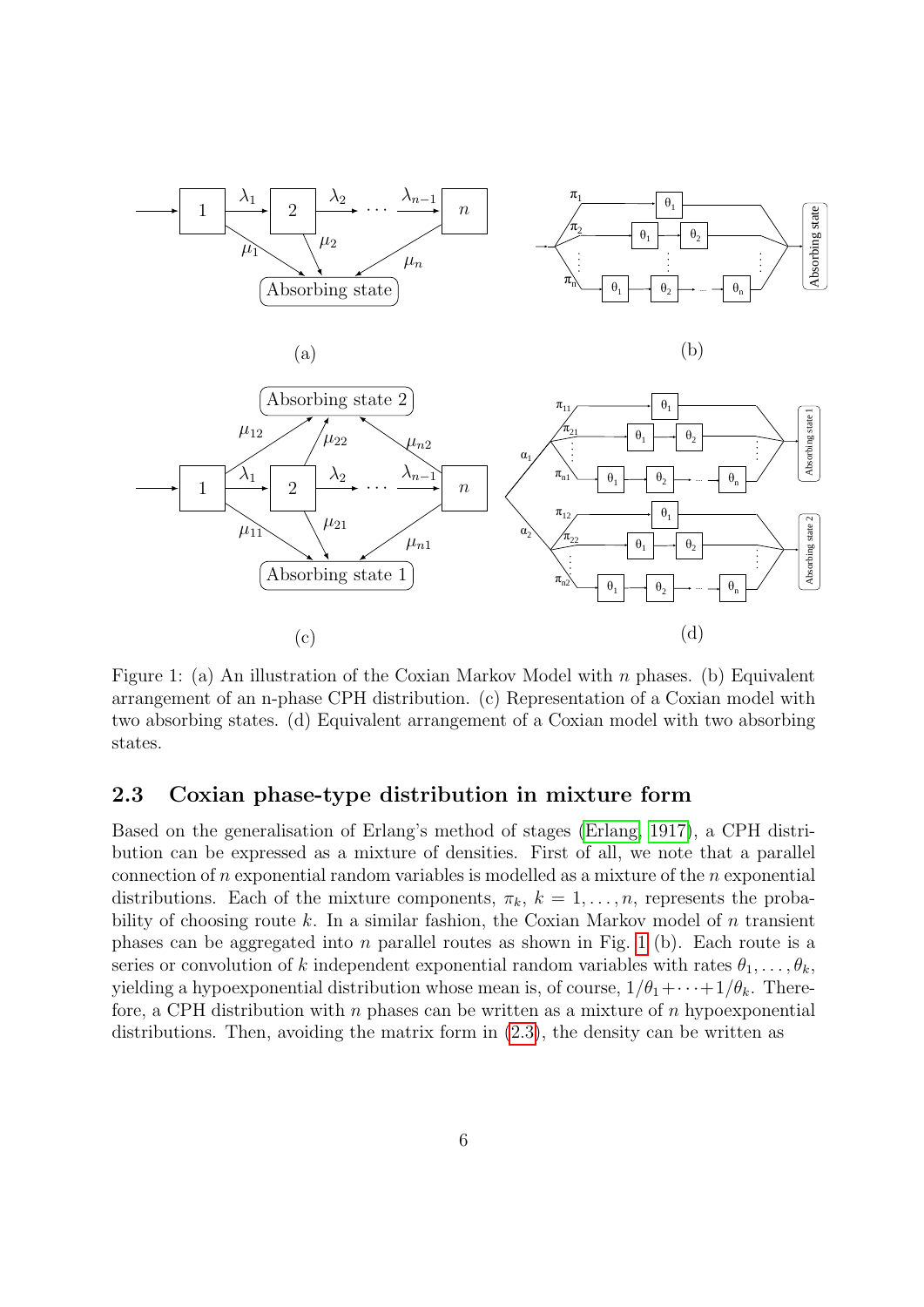Figure 1: (a) An illustration of the Coxian Markov Model with $n$ phases. (b) Equivalent arrangement of an n-phase CPH distribution. (c) Representation of a Coxian model with two absorbing states. (d) Equivalent arrangement of a Coxian model with two absorbing states.

## 2.3 Coxian phase-type distribution in mixture form

Based on the generalisation of Erlang's method of stages (Erlang, 1917), a CPH distribution can be expressed as a mixture of densities. First of all, we note that a parallel connection of $n$ exponential random variables is modelled as a mixture of the $n$ exponential distributions. Each of the mixture components, $\pi_k$, $k = 1, \ldots, n$, represents the probability of choosing route $k$. In a similar fashion, the Coxian Markov model of $n$ transient phases can be aggregated into $n$ parallel routes as shown in Fig. 1 (b). Each route is a series or convolution of $k$ independent exponential random variables with rates $\theta_1, \ldots, \theta_k$, yielding a hypoexponential distribution whose mean is, of course, $1/\theta_1 + \cdots + 1/\theta_k$. Therefore, a CPH distribution with $n$ phases can be written as a mixture of $n$ hypoexponential distributions. Then, avoiding the matrix form in (2.3), the density can be written as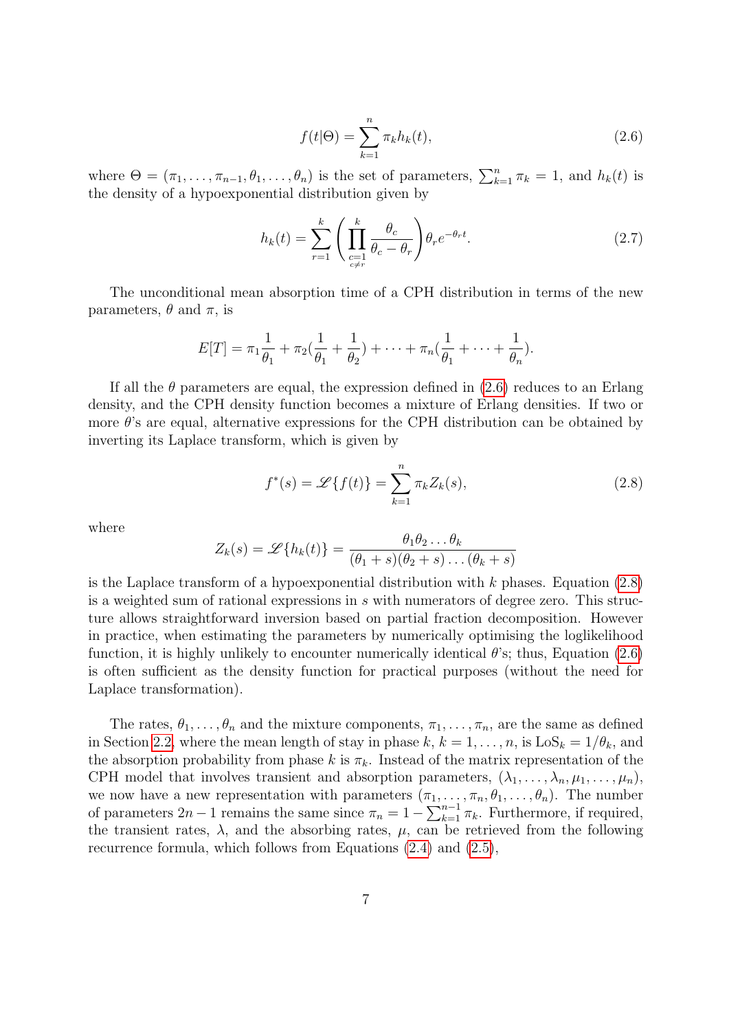$$f(t|\Theta) = \sum_{k=1}^{n} \pi_k h_k(t), \tag{2.6}$$

where $\Theta = (\pi_1, \ldots, \pi_{n-1}, \theta_1, \ldots, \theta_n)$ is the set of parameters, $\sum_{k=1}^{n} \pi_k = 1$, and $h_k(t)$ is the density of a hypoexponential distribution given by

$$h_k(t) = \sum_{r=1}^{k} \left( \prod_{\substack{c=1 \\ c \neq r}}^{k} \frac{\theta_c}{\theta_c - \theta_r} \right) \theta_r e^{-\theta_r t}. \tag{2.7}$$

The unconditional mean absorption time of a CPH distribution in terms of the new parameters, $\theta$ and $\pi$, is

$$E[T] = \pi_1 \frac{1}{\theta_1} + \pi_2 (\frac{1}{\theta_1} + \frac{1}{\theta_2}) + \cdots + \pi_n (\frac{1}{\theta_1} + \cdots + \frac{1}{\theta_n}).$$

If all the $\theta$ parameters are equal, the expression defined in (2.6) reduces to an Erlang density, and the CPH density function becomes a mixture of Erlang densities. If two or more $\theta$'s are equal, alternative expressions for the CPH distribution can be obtained by inverting its Laplace transform, which is given by

$$f^*(s) = \mathscr{L}\{f(t)\} = \sum_{k=1}^{n} \pi_k Z_k(s), \tag{2.8}$$

where

$$Z_k(s) = \mathscr{L}\{h_k(t)\} = \frac{\theta_1 \theta_2 \ldots \theta_k}{(\theta_1 + s)(\theta_2 + s) \ldots (\theta_k + s)}$$

is the Laplace transform of a hypoexponential distribution with $k$ phases. Equation (2.8) is a weighted sum of rational expressions in $s$ with numerators of degree zero. This structure allows straightforward inversion based on partial fraction decomposition. However in practice, when estimating the parameters by numerically optimising the loglikelihood function, it is highly unlikely to encounter numerically identical $\theta$'s; thus, Equation (2.6) is often sufficient as the density function for practical purposes (without the need for Laplace transformation).

The rates, $\theta_1, \ldots, \theta_n$ and the mixture components, $\pi_1, \ldots, \pi_n$, are the same as defined in Section 2.2, where the mean length of stay in phase $k$, $k = 1, \ldots, n$, is $\text{LoS}_k = 1/\theta_k$, and the absorption probability from phase $k$ is $\pi_k$. Instead of the matrix representation of the CPH model that involves transient and absorption parameters, $(\lambda_1, \ldots, \lambda_n, \mu_1, \ldots, \mu_n)$, we now have a new representation with parameters $(\pi_1, \ldots, \pi_n, \theta_1, \ldots, \theta_n)$. The number of parameters $2n - 1$ remains the same since $\pi_n = 1 - \sum_{k=1}^{n-1} \pi_k$. Furthermore, if required, the transient rates, $\lambda$, and the absorbing rates, $\mu$, can be retrieved from the following recurrence formula, which follows from Equations (2.4) and (2.5),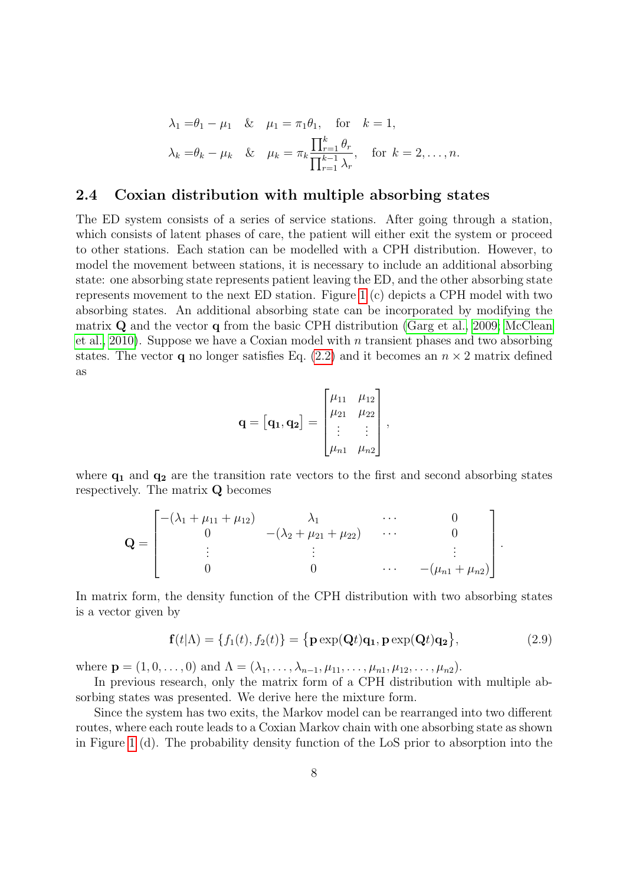$$
\begin{aligned}
\lambda_1 =& \theta_1 - \mu_1 \quad \& \quad \mu_1 = \pi_1 \theta_1, \quad \text{for} \quad k = 1, \\
\lambda_k =& \theta_k - \mu_k \quad \& \quad \mu_k = \pi_k \frac{\prod_{r=1}^{k} \theta_r}{\prod_{r=1}^{k-1} \lambda_r}, \quad \text{for } k = 2, \ldots, n.
\end{aligned}
$$

### 2.4 Coxian distribution with multiple absorbing states

The ED system consists of a series of service stations. After going through a station, which consists of latent phases of care, the patient will either exit the system or proceed to other stations. Each station can be modelled with a CPH distribution. However, to model the movement between stations, it is necessary to include an additional absorbing state: one absorbing state represents patient leaving the ED, and the other absorbing state represents movement to the next ED station. Figure 1 (c) depicts a CPH model with two absorbing states. An additional absorbing state can be incorporated by modifying the matrix $\mathbf{Q}$ and the vector $\mathbf{q}$ from the basic CPH distribution (Garg et al., 2009; McClean et al., 2010). Suppose we have a Coxian model with $n$ transient phases and two absorbing states. The vector $\mathbf{q}$ no longer satisfies Eq. (2.2) and it becomes an $n \times 2$ matrix defined as

$$
\mathbf{q} = [\mathbf{q_1}, \mathbf{q_2}] = \begin{bmatrix} \mu_{11} & \mu_{12} \\ \mu_{21} & \mu_{22} \\ \vdots & \vdots \\ \mu_{n1} & \mu_{n2} \end{bmatrix},
$$

where $\mathbf{q_1}$ and $\mathbf{q_2}$ are the transition rate vectors to the first and second absorbing states respectively. The matrix $\mathbf{Q}$ becomes

$$
\mathbf{Q} = \begin{bmatrix} -(\lambda_1 + \mu_{11} + \mu_{12}) & \lambda_1 & \cdots & 0 \\ 0 & -(\lambda_2 + \mu_{21} + \mu_{22}) & \cdots & 0 \\ \vdots & \vdots & & \vdots \\ 0 & 0 & \cdots & -(\mu_{n1} + \mu_{n2}) \end{bmatrix}.
$$

In matrix form, the density function of the CPH distribution with two absorbing states is a vector given by

$$
\mathbf{f}(t|\Lambda) = \{f_1(t), f_2(t)\} = \{\mathbf{p} \exp(\mathbf{Q}t)\mathbf{q_1}, \mathbf{p} \exp(\mathbf{Q}t)\mathbf{q_2}\}, \tag{2.9}
$$

where $\mathbf{p} = (1, 0, \ldots, 0)$ and $\Lambda = (\lambda_1, \ldots, \lambda_{n-1}, \mu_{11}, \ldots, \mu_{n1}, \mu_{12}, \ldots, \mu_{n2})$.

In previous research, only the matrix form of a CPH distribution with multiple absorbing states was presented. We derive here the mixture form.

Since the system has two exits, the Markov model can be rearranged into two different routes, where each route leads to a Coxian Markov chain with one absorbing state as shown in Figure 1 (d). The probability density function of the LoS prior to absorption into the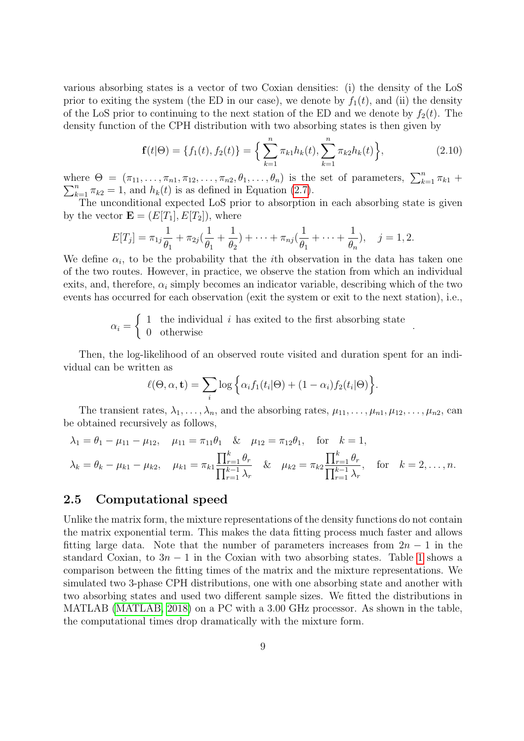various absorbing states is a vector of two Coxian densities: (i) the density of the LoS prior to exiting the system (the ED in our case), we denote by $f_1(t)$, and (ii) the density of the LoS prior to continuing to the next station of the ED and we denote by $f_2(t)$. The density function of the CPH distribution with two absorbing states is then given by

$$\mathbf{f}(t|\Theta) = \{f_1(t), f_2(t)\} = \Big\{ \sum_{k=1}^{n} \pi_{k1} h_k(t), \sum_{k=1}^{n} \pi_{k2} h_k(t) \Big\}, \tag{2.10}$$

where $\Theta = (\pi_{11}, \ldots, \pi_{n1}, \pi_{12}, \ldots, \pi_{n2}, \theta_1, \ldots, \theta_n)$ is the set of parameters, $\sum_{k=1}^{n} \pi_{k1} + \sum_{k=1}^{n} \pi_{k2} = 1$, and $h_k(t)$ is as defined in Equation (2.7).

The unconditional expected LoS prior to absorption in each absorbing state is given by the vector $\mathbf{E} = (E[T_1], E[T_2])$, where

$$E[T_j] = \pi_{1j}\frac{1}{\theta_1} + \pi_{2j}(\frac{1}{\theta_1} + \frac{1}{\theta_2}) + \cdots + \pi_{nj}(\frac{1}{\theta_1} + \cdots + \frac{1}{\theta_n}), \quad j = 1, 2.$$

We define $\alpha_i$, to be the probability that the $i$th observation in the data has taken one of the two routes. However, in practice, we observe the station from which an individual exits, and, therefore, $\alpha_i$ simply becomes an indicator variable, describing which of the two events has occurred for each observation (exit the system or exit to the next station), i.e.,

$$\alpha_i = \begin{cases} 1 & \text{the individual } i \text{ has exited to the first absorbing state} \\ 0 & \text{otherwise} \end{cases}.$$

Then, the log-likelihood of an observed route visited and duration spent for an individual can be written as

$$\ell(\Theta, \alpha, \mathbf{t}) = \sum_i \log\Big\{\alpha_i f_1(t_i|\Theta) + (1 - \alpha_i) f_2(t_i|\Theta)\Big\}.$$

The transient rates, $\lambda_1, \ldots, \lambda_n$, and the absorbing rates, $\mu_{11}, \ldots, \mu_{n1}, \mu_{12}, \ldots, \mu_{n2}$, can be obtained recursively as follows,

$$\lambda_1 = \theta_1 - \mu_{11} - \mu_{12}, \quad \mu_{11} = \pi_{11}\theta_1 \quad \& \quad \mu_{12} = \pi_{12}\theta_1, \quad \text{for} \quad k = 1,$$

$$\lambda_k = \theta_k - \mu_{k1} - \mu_{k2}, \quad \mu_{k1} = \pi_{k1}\frac{\prod_{r=1}^{k}\theta_r}{\prod_{r=1}^{k-1}\lambda_r} \quad \& \quad \mu_{k2} = \pi_{k2}\frac{\prod_{r=1}^{k}\theta_r}{\prod_{r=1}^{k-1}\lambda_r}, \quad \text{for} \quad k = 2, \ldots, n.$$

## 2.5 Computational speed

Unlike the matrix form, the mixture representations of the density functions do not contain the matrix exponential term. This makes the data fitting process much faster and allows fitting large data. Note that the number of parameters increases from $2n - 1$ in the standard Coxian, to $3n - 1$ in the Coxian with two absorbing states. Table 1 shows a comparison between the fitting times of the matrix and the mixture representations. We simulated two 3-phase CPH distributions, one with one absorbing state and another with two absorbing states and used two different sample sizes. We fitted the distributions in MATLAB (MATLAB, 2018) on a PC with a 3.00 GHz processor. As shown in the table, the computational times drop dramatically with the mixture form.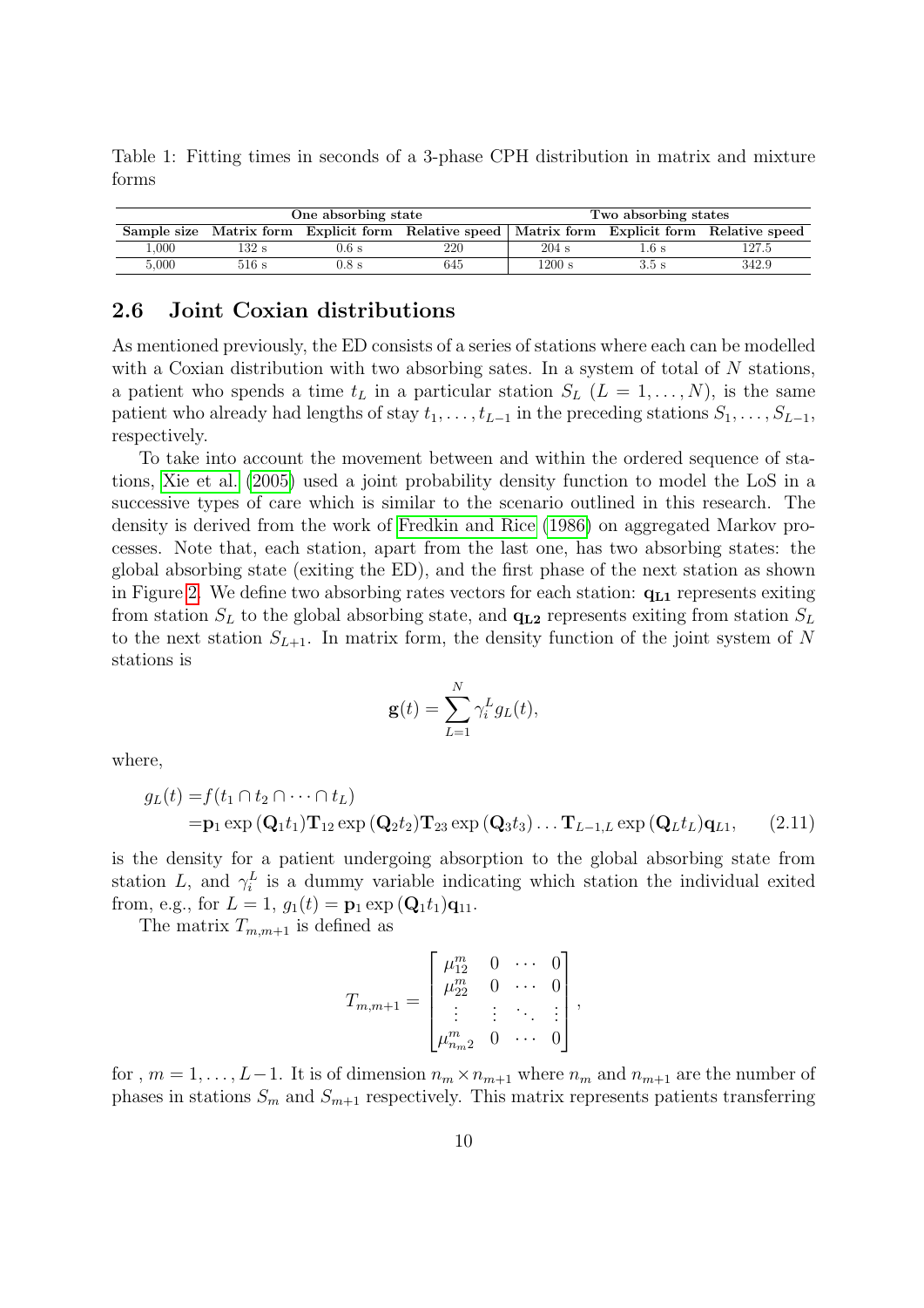Table 1: Fitting times in seconds of a 3-phase CPH distribution in matrix and mixture forms

| | One absorbing state | | | Two absorbing states | | |
|---|---|---|---|---|---|---|
| Sample size | Matrix form | Explicit form | Relative speed | Matrix form | Explicit form | Relative speed |
| 1,000 | 132 s | 0.6 s | 220 | 204 s | 1.6 s | 127.5 |
| 5,000 | 516 s | 0.8 s | 645 | 1200 s | 3.5 s | 342.9 |

## 2.6 Joint Coxian distributions

As mentioned previously, the ED consists of a series of stations where each can be modelled with a Coxian distribution with two absorbing sates. In a system of total of $N$ stations, a patient who spends a time $t_L$ in a particular station $S_L$ ($L = 1, \dots, N$), is the same patient who already had lengths of stay $t_1, \dots, t_{L-1}$ in the preceding stations $S_1, \dots, S_{L-1}$, respectively.

To take into account the movement between and within the ordered sequence of stations, Xie et al. (2005) used a joint probability density function to model the LoS in a successive types of care which is similar to the scenario outlined in this research. The density is derived from the work of Fredkin and Rice (1986) on aggregated Markov processes. Note that, each station, apart from the last one, has two absorbing states: the global absorbing state (exiting the ED), and the first phase of the next station as shown in Figure 2. We define two absorbing rates vectors for each station: $\mathbf{q_{L1}}$ represents exiting from station $S_L$ to the global absorbing state, and $\mathbf{q_{L2}}$ represents exiting from station $S_L$ to the next station $S_{L+1}$. In matrix form, the density function of the joint system of $N$ stations is

$$\mathbf{g}(t) = \sum_{L=1}^{N} \gamma_i^L g_L(t),$$

where,

$$\begin{aligned} g_L(t) =& f(t_1 \cap t_2 \cap \dots \cap t_L) \\ =& \mathbf{p}_1 \exp{(\mathbf{Q}_1 t_1)} \mathbf{T}_{12} \exp{(\mathbf{Q}_2 t_2)} \mathbf{T}_{23} \exp{(\mathbf{Q}_3 t_3)} \dots \mathbf{T}_{L-1,L} \exp{(\mathbf{Q}_L t_L)} \mathbf{q}_{L1}, \end{aligned} \tag{2.11}$$

is the density for a patient undergoing absorption to the global absorbing state from station $L$, and $\gamma_i^L$ is a dummy variable indicating which station the individual exited from, e.g., for $L = 1$, $g_1(t) = \mathbf{p}_1 \exp{(\mathbf{Q}_1 t_1)} \mathbf{q}_{11}$.

The matrix $T_{m,m+1}$ is defined as

$$T_{m,m+1} = \begin{bmatrix} \mu_{12}^m & 0 & \cdots & 0 \\ \mu_{22}^m & 0 & \cdots & 0 \\ \vdots & \vdots & \ddots & \vdots \\ \mu_{n_m 2}^m & 0 & \cdots & 0 \end{bmatrix},$$

for , $m = 1, \dots, L-1$. It is of dimension $n_m \times n_{m+1}$ where $n_m$ and $n_{m+1}$ are the number of phases in stations $S_m$ and $S_{m+1}$ respectively. This matrix represents patients transferring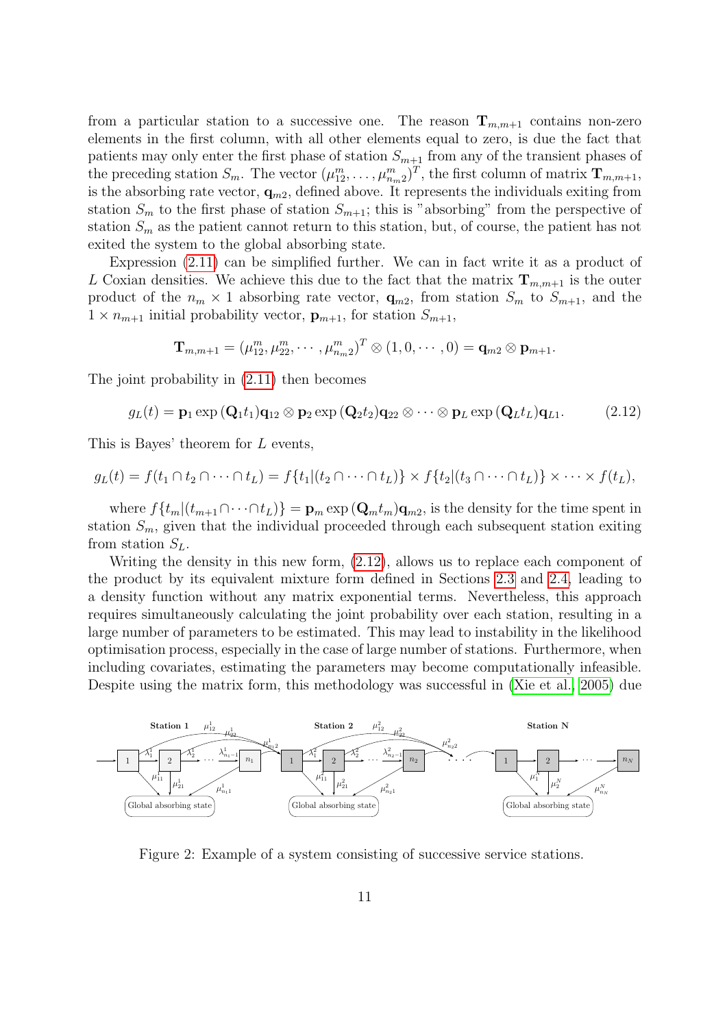from a particular station to a successive one. The reason $\mathbf{T}_{m,m+1}$ contains non-zero elements in the first column, with all other elements equal to zero, is due the fact that patients may only enter the first phase of station $S_{m+1}$ from any of the transient phases of the preceding station $S_m$. The vector $(\mu_{12}^m, \ldots, \mu_{n_m 2}^m)^T$, the first column of matrix $\mathbf{T}_{m,m+1}$, is the absorbing rate vector, $\mathbf{q}_{m2}$, defined above. It represents the individuals exiting from station $S_m$ to the first phase of station $S_{m+1}$; this is "absorbing" from the perspective of station $S_m$ as the patient cannot return to this station, but, of course, the patient has not exited the system to the global absorbing state.

Expression (2.11) can be simplified further. We can in fact write it as a product of $L$ Coxian densities. We achieve this due to the fact that the matrix $\mathbf{T}_{m,m+1}$ is the outer product of the $n_m \times 1$ absorbing rate vector, $\mathbf{q}_{m2}$, from station $S_m$ to $S_{m+1}$, and the $1 \times n_{m+1}$ initial probability vector, $\mathbf{p}_{m+1}$, for station $S_{m+1}$,

$$\mathbf{T}_{m,m+1} = (\mu_{12}^m, \mu_{22}^m, \cdots, \mu_{n_m 2}^m)^T \otimes (1, 0, \cdots, 0) = \mathbf{q}_{m2} \otimes \mathbf{p}_{m+1}.$$

The joint probability in (2.11) then becomes

$$g_L(t) = \mathbf{p}_1 \exp(\mathbf{Q}_1 t_1)\mathbf{q}_{12} \otimes \mathbf{p}_2 \exp(\mathbf{Q}_2 t_2)\mathbf{q}_{22} \otimes \cdots \otimes \mathbf{p}_L \exp(\mathbf{Q}_L t_L)\mathbf{q}_{L1}. \tag{2.12}$$

This is Bayes' theorem for $L$ events,

$$g_L(t) = f(t_1 \cap t_2 \cap \cdots \cap t_L) = f\{t_1|(t_2 \cap \cdots \cap t_L)\} \times f\{t_2|(t_3 \cap \cdots \cap t_L)\} \times \cdots \times f(t_L),$$

where $f\{t_m|(t_{m+1} \cap \cdots \cap t_L)\} = \mathbf{p}_m \exp(\mathbf{Q}_m t_m)\mathbf{q}_{m2}$, is the density for the time spent in station $S_m$, given that the individual proceeded through each subsequent station exiting from station $S_L$.

Writing the density in this new form, (2.12), allows us to replace each component of the product by its equivalent mixture form defined in Sections 2.3 and 2.4, leading to a density function without any matrix exponential terms. Nevertheless, this approach requires simultaneously calculating the joint probability over each station, resulting in a large number of parameters to be estimated. This may lead to instability in the likelihood optimisation process, especially in the case of large number of stations. Furthermore, when including covariates, estimating the parameters may become computationally infeasible. Despite using the matrix form, this methodology was successful in (Xie et al. 2005) due

Figure 2: Example of a system consisting of successive service stations.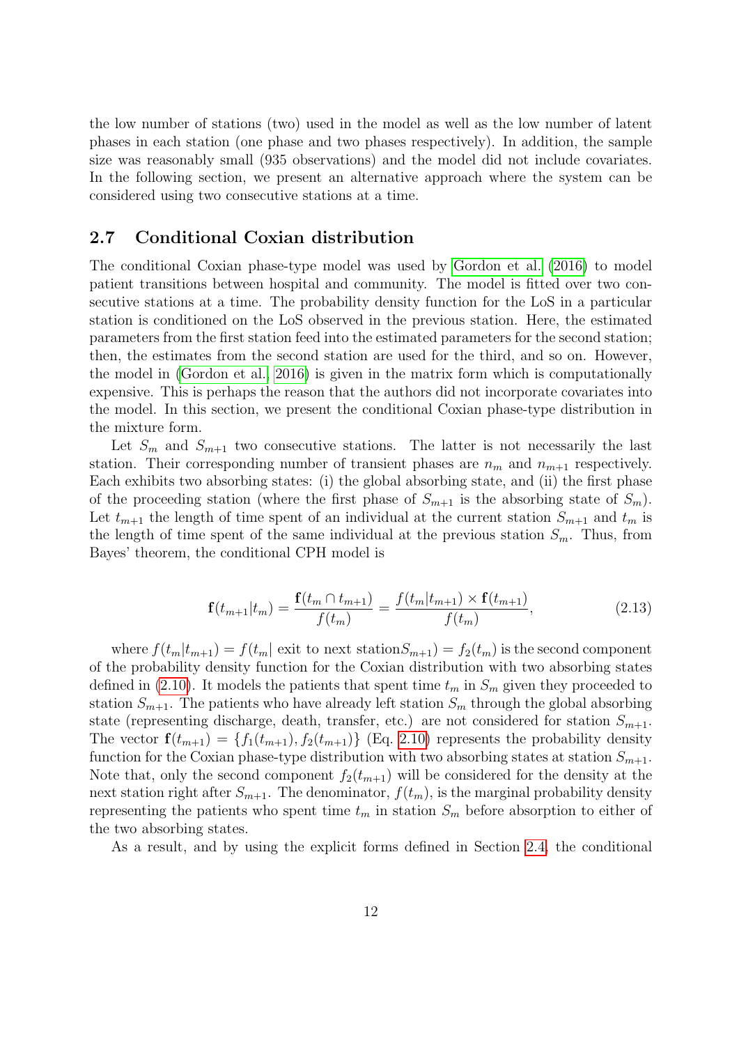the low number of stations (two) used in the model as well as the low number of latent phases in each station (one phase and two phases respectively). In addition, the sample size was reasonably small (935 observations) and the model did not include covariates. In the following section, we present an alternative approach where the system can be considered using two consecutive stations at a time.

## 2.7 Conditional Coxian distribution

The conditional Coxian phase-type model was used by Gordon et al. (2016) to model patient transitions between hospital and community. The model is fitted over two consecutive stations at a time. The probability density function for the LoS in a particular station is conditioned on the LoS observed in the previous station. Here, the estimated parameters from the first station feed into the estimated parameters for the second station; then, the estimates from the second station are used for the third, and so on. However, the model in (Gordon et al., 2016) is given in the matrix form which is computationally expensive. This is perhaps the reason that the authors did not incorporate covariates into the model. In this section, we present the conditional Coxian phase-type distribution in the mixture form.

Let $S_m$ and $S_{m+1}$ two consecutive stations. The latter is not necessarily the last station. Their corresponding number of transient phases are $n_m$ and $n_{m+1}$ respectively. Each exhibits two absorbing states: (i) the global absorbing state, and (ii) the first phase of the proceeding station (where the first phase of $S_{m+1}$ is the absorbing state of $S_m$). Let $t_{m+1}$ the length of time spent of an individual at the current station $S_{m+1}$ and $t_m$ is the length of time spent of the same individual at the previous station $S_m$. Thus, from Bayes' theorem, the conditional CPH model is

$$\mathbf{f}(t_{m+1}|t_m) = \frac{\mathbf{f}(t_m \cap t_{m+1})}{f(t_m)} = \frac{f(t_m|t_{m+1}) \times \mathbf{f}(t_{m+1})}{f(t_m)}, \tag{2.13}$$

where $f(t_m|t_{m+1}) = f(t_m| \text{ exit to next station} S_{m+1}) = f_2(t_m)$ is the second component of the probability density function for the Coxian distribution with two absorbing states defined in (2.10). It models the patients that spent time $t_m$ in $S_m$ given they proceeded to station $S_{m+1}$. The patients who have already left station $S_m$ through the global absorbing state (representing discharge, death, transfer, etc.) are not considered for station $S_{m+1}$. The vector $\mathbf{f}(t_{m+1}) = \{f_1(t_{m+1}), f_2(t_{m+1})\}$ (Eq. 2.10) represents the probability density function for the Coxian phase-type distribution with two absorbing states at station $S_{m+1}$. Note that, only the second component $f_2(t_{m+1})$ will be considered for the density at the next station right after $S_{m+1}$. The denominator, $f(t_m)$, is the marginal probability density representing the patients who spent time $t_m$ in station $S_m$ before absorption to either of the two absorbing states.

As a result, and by using the explicit forms defined in Section 2.4, the conditional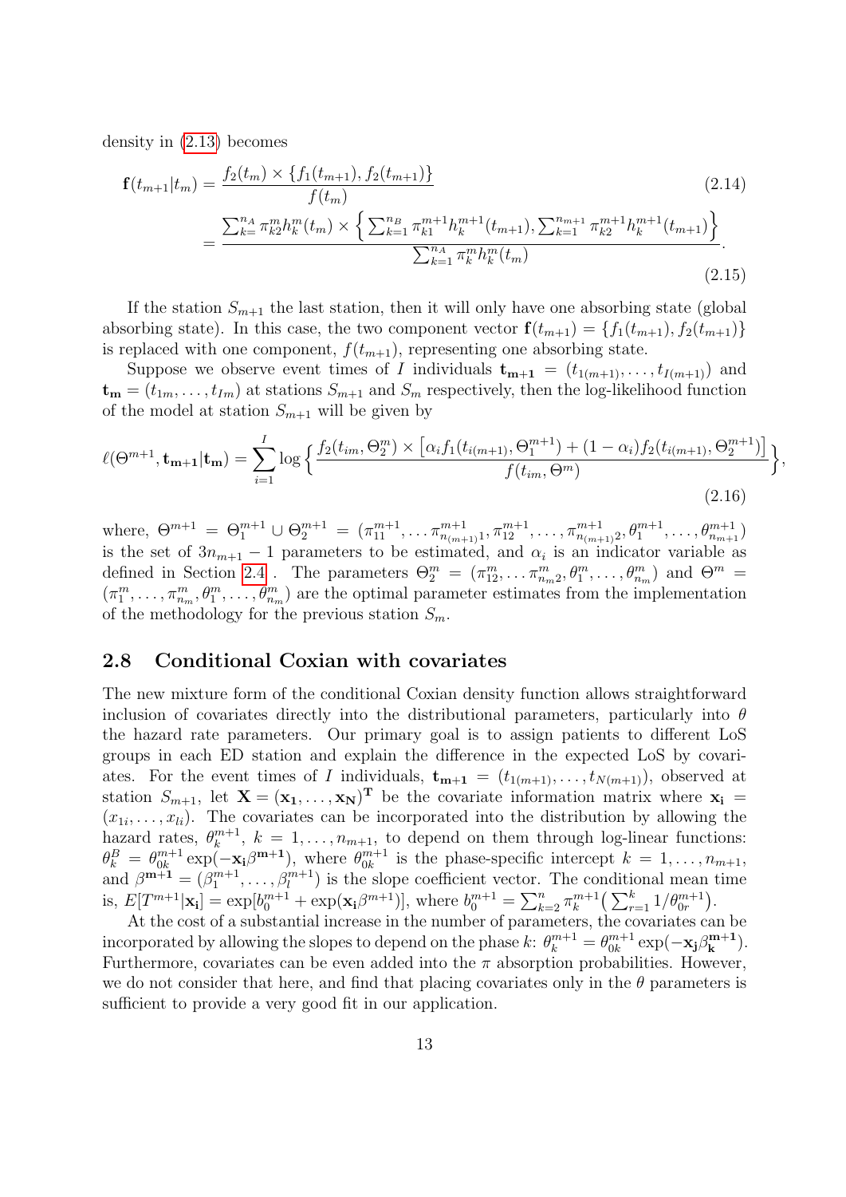density in (2.13) becomes

$$\mathbf{f}(t_{m+1}|t_m) = \frac{f_2(t_m) \times \{f_1(t_{m+1}), f_2(t_{m+1})\}}{f(t_m)} \tag{2.14}$$

$$= \frac{\sum_{k=}^{n_A} \pi_{k2}^m h_k^m(t_m) \times \left\{ \sum_{k=1}^{n_B} \pi_{k1}^{m+1} h_k^{m+1}(t_{m+1}), \sum_{k=1}^{n_{m+1}} \pi_{k2}^{m+1} h_k^{m+1}(t_{m+1}) \right\}}{\sum_{k=1}^{n_A} \pi_k^m h_k^m(t_m)}. \tag{2.15}$$

If the station $S_{m+1}$ the last station, then it will only have one absorbing state (global absorbing state). In this case, the two component vector $\mathbf{f}(t_{m+1}) = \{f_1(t_{m+1}), f_2(t_{m+1})\}$ is replaced with one component, $f(t_{m+1})$, representing one absorbing state.

Suppose we observe event times of $I$ individuals $\mathbf{t_{m+1}} = (t_{1(m+1)}, \ldots, t_{I(m+1)})$ and $\mathbf{t_m} = (t_{1m}, \ldots, t_{Im})$ at stations $S_{m+1}$ and $S_m$ respectively, then the log-likelihood function of the model at station $S_{m+1}$ will be given by

$$\ell(\Theta^{m+1}, \mathbf{t_{m+1}}|\mathbf{t_m}) = \sum_{i=1}^{I} \log \Big\{ \frac{f_2(t_{im}, \Theta_2^m) \times \left[\alpha_i f_1(t_{i(m+1)}, \Theta_1^{m+1}) + (1-\alpha_i) f_2(t_{i(m+1)}, \Theta_2^{m+1})\right]}{f(t_{im}, \Theta^m)} \Big\}, \tag{2.16}$$

where, $\Theta^{m+1} = \Theta_1^{m+1} \cup \Theta_2^{m+1} = (\pi_{11}^{m+1}, \ldots \pi_{n_{(m+1)}1}^{m+1}, \pi_{12}^{m+1}, \ldots, \pi_{n_{(m+1)}2}^{m+1}, \theta_1^{m+1}, \ldots, \theta_{n_{m+1}}^{m+1})$ is the set of $3n_{m+1} - 1$ parameters to be estimated, and $\alpha_i$ is an indicator variable as defined in Section 2.4 . The parameters $\Theta_2^m = (\pi_{12}^m, \ldots \pi_{n_m 2}^m, \theta_1^m, \ldots, \theta_{n_m}^m)$ and $\Theta^m = (\pi_1^m, \ldots, \pi_{n_m}^m, \theta_1^m, \ldots, \theta_{n_m}^m)$ are the optimal parameter estimates from the implementation of the methodology for the previous station $S_m$.

## 2.8 Conditional Coxian with covariates

The new mixture form of the conditional Coxian density function allows straightforward inclusion of covariates directly into the distributional parameters, particularly into $\theta$ the hazard rate parameters. Our primary goal is to assign patients to different LoS groups in each ED station and explain the difference in the expected LoS by covariates. For the event times of $I$ individuals, $\mathbf{t_{m+1}} = (t_{1(m+1)}, \ldots, t_{N(m+1)})$, observed at station $S_{m+1}$, let $\mathbf{X} = (\mathbf{x_1}, \ldots, \mathbf{x_N})^\mathbf{T}$ be the covariate information matrix where $\mathbf{x_i} = (x_{1i}, \ldots, x_{li})$. The covariates can be incorporated into the distribution by allowing the hazard rates, $\theta_k^{m+1}$, $k = 1, \ldots, n_{m+1}$, to depend on them through log-linear functions: $\theta_k^B = \theta_{0k}^{m+1} \exp(-\mathbf{x_i} \beta^{\mathbf{m+1}})$, where $\theta_{0k}^{m+1}$ is the phase-specific intercept $k = 1, \ldots, n_{m+1}$, and $\beta^{\mathbf{m+1}} = (\beta_1^{m+1}, \ldots, \beta_l^{m+1})$ is the slope coefficient vector. The conditional mean time is, $E[T^{m+1}|\mathbf{x_i}] = \exp[b_0^{m+1} + \exp(\mathbf{x_i}\beta^{m+1})]$, where $b_0^{m+1} = \sum_{k=2}^{n} \pi_k^{m+1} \big( \sum_{r=1}^{k} 1/\theta_{0r}^{m+1} \big)$.

At the cost of a substantial increase in the number of parameters, the covariates can be incorporated by allowing the slopes to depend on the phase $k$: $\theta_k^{m+1} = \theta_{0k}^{m+1} \exp(-\mathbf{x_j} \beta_\mathbf{k}^{\mathbf{m+1}})$. Furthermore, covariates can be even added into the $\pi$ absorption probabilities. However, we do not consider that here, and find that placing covariates only in the $\theta$ parameters is sufficient to provide a very good fit in our application.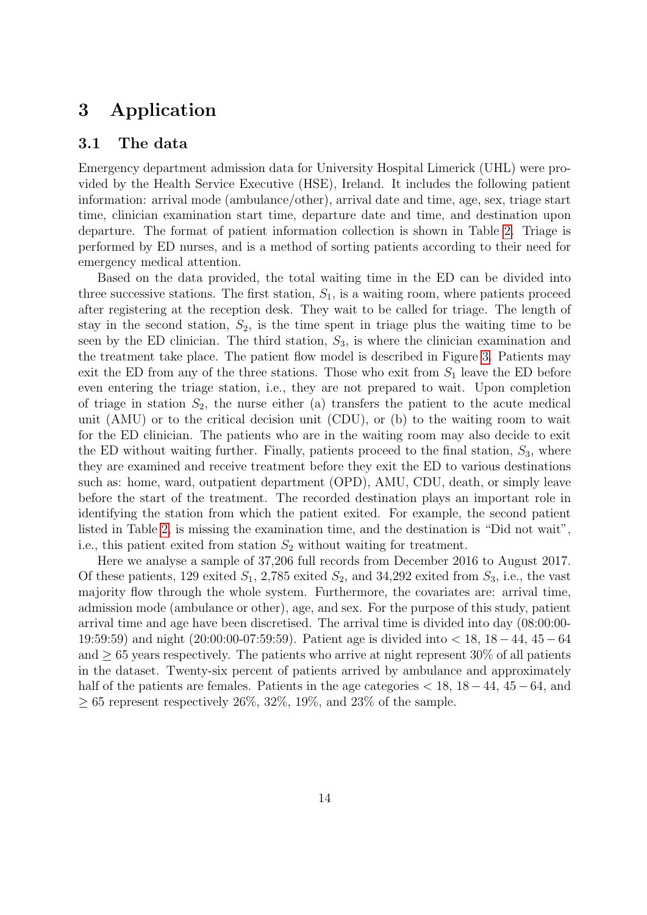# 3 Application

## 3.1 The data

Emergency department admission data for University Hospital Limerick (UHL) were provided by the Health Service Executive (HSE), Ireland. It includes the following patient information: arrival mode (ambulance/other), arrival date and time, age, sex, triage start time, clinician examination start time, departure date and time, and destination upon departure. The format of patient information collection is shown in Table 2. Triage is performed by ED nurses, and is a method of sorting patients according to their need for emergency medical attention.

Based on the data provided, the total waiting time in the ED can be divided into three successive stations. The first station, $S_1$, is a waiting room, where patients proceed after registering at the reception desk. They wait to be called for triage. The length of stay in the second station, $S_2$, is the time spent in triage plus the waiting time to be seen by the ED clinician. The third station, $S_3$, is where the clinician examination and the treatment take place. The patient flow model is described in Figure 3. Patients may exit the ED from any of the three stations. Those who exit from $S_1$ leave the ED before even entering the triage station, i.e., they are not prepared to wait. Upon completion of triage in station $S_2$, the nurse either (a) transfers the patient to the acute medical unit (AMU) or to the critical decision unit (CDU), or (b) to the waiting room to wait for the ED clinician. The patients who are in the waiting room may also decide to exit the ED without waiting further. Finally, patients proceed to the final station, $S_3$, where they are examined and receive treatment before they exit the ED to various destinations such as: home, ward, outpatient department (OPD), AMU, CDU, death, or simply leave before the start of the treatment. The recorded destination plays an important role in identifying the station from which the patient exited. For example, the second patient listed in Table 2, is missing the examination time, and the destination is "Did not wait", i.e., this patient exited from station $S_2$ without waiting for treatment.

Here we analyse a sample of 37,206 full records from December 2016 to August 2017. Of these patients, 129 exited $S_1$, 2,785 exited $S_2$, and 34,292 exited from $S_3$, i.e., the vast majority flow through the whole system. Furthermore, the covariates are: arrival time, admission mode (ambulance or other), age, and sex. For the purpose of this study, patient arrival time and age have been discretised. The arrival time is divided into day (08:00:00-19:59:59) and night (20:00:00-07:59:59). Patient age is divided into $< 18$, $18-44$, $45-64$ and $\geq 65$ years respectively. The patients who arrive at night represent 30% of all patients in the dataset. Twenty-six percent of patients arrived by ambulance and approximately half of the patients are females. Patients in the age categories $< 18$, $18-44$, $45-64$, and $\geq 65$ represent respectively 26%, 32%, 19%, and 23% of the sample.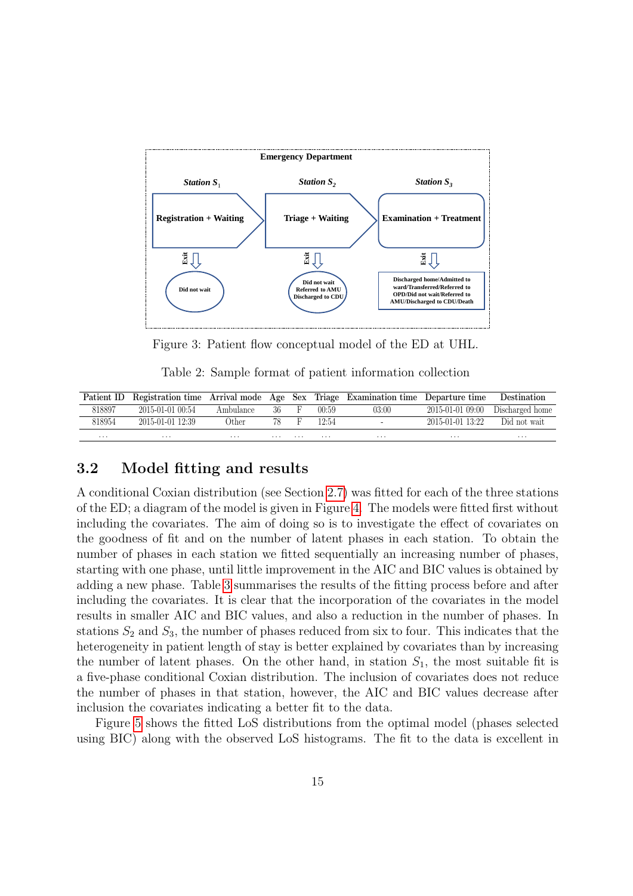Figure 3: Patient flow conceptual model of the ED at UHL.

Table 2: Sample format of patient information collection

| Patient ID | Registration time | Arrival mode | Age | Sex | Triage | Examination time | Departure time | Destination |
|---|---|---|---|---|---|---|---|---|
| 818897 | 2015-01-01 00:54 | Ambulance | 36 | F | 00:59 | 03:00 | 2015-01-01 09:00 | Discharged home |
| 818954 | 2015-01-01 12:39 | Other | 78 | F | 12:54 | - | 2015-01-01 13:22 | Did not wait |
| ... | ... | ... | ... | ... | ... | ... | ... | ... |

## 3.2 Model fitting and results

A conditional Coxian distribution (see Section 2.7) was fitted for each of the three stations of the ED; a diagram of the model is given in Figure 4. The models were fitted first without including the covariates. The aim of doing so is to investigate the effect of covariates on the goodness of fit and on the number of latent phases in each station. To obtain the number of phases in each station we fitted sequentially an increasing number of phases, starting with one phase, until little improvement in the AIC and BIC values is obtained by adding a new phase. Table 3 summarises the results of the fitting process before and after including the covariates. It is clear that the incorporation of the covariates in the model results in smaller AIC and BIC values, and also a reduction in the number of phases. In stations $S_2$ and $S_3$, the number of phases reduced from six to four. This indicates that the heterogeneity in patient length of stay is better explained by covariates than by increasing the number of latent phases. On the other hand, in station $S_1$, the most suitable fit is a five-phase conditional Coxian distribution. The inclusion of covariates does not reduce the number of phases in that station, however, the AIC and BIC values decrease after inclusion the covariates indicating a better fit to the data.

Figure 5 shows the fitted LoS distributions from the optimal model (phases selected using BIC) along with the observed LoS histograms. The fit to the data is excellent in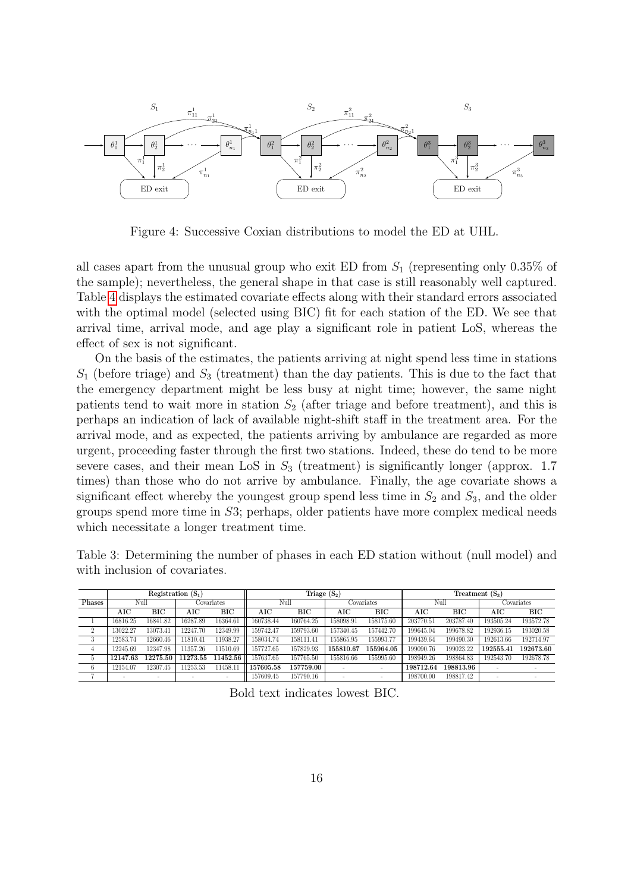Figure 4: Successive Coxian distributions to model the ED at UHL.

all cases apart from the unusual group who exit ED from $S_1$ (representing only 0.35% of the sample); nevertheless, the general shape in that case is still reasonably well captured. Table 4 displays the estimated covariate effects along with their standard errors associated with the optimal model (selected using BIC) fit for each station of the ED. We see that arrival time, arrival mode, and age play a significant role in patient LoS, whereas the effect of sex is not significant.

On the basis of the estimates, the patients arriving at night spend less time in stations $S_1$ (before triage) and $S_3$ (treatment) than the day patients. This is due to the fact that the emergency department might be less busy at night time; however, the same night patients tend to wait more in station $S_2$ (after triage and before treatment), and this is perhaps an indication of lack of available night-shift staff in the treatment area. For the arrival mode, and as expected, the patients arriving by ambulance are regarded as more urgent, proceeding faster through the first two stations. Indeed, these do tend to be more severe cases, and their mean LoS in $S_3$ (treatment) is significantly longer (approx. 1.7 times) than those who do not arrive by ambulance. Finally, the age covariate shows a significant effect whereby the youngest group spend less time in $S_2$ and $S_3$, and the older groups spend more time in $S3$; perhaps, older patients have more complex medical needs which necessitate a longer treatment time.

Table 3: Determining the number of phases in each ED station without (null model) and with inclusion of covariates.

| | Registration ($S_1$) | | | | Triage ($S_2$) | | | | Treatment ($S_3$) | | | |
|---|---|---|---|---|---|---|---|---|---|---|---|---|
| Phases | Null | | Covariates | | Null | | Covariates | | Null | | Covariates | |
| | AIC | BIC | AIC | BIC | AIC | BIC | AIC | BIC | AIC | BIC | AIC | BIC |
| 1 | 16816.25 | 16841.82 | 16287.89 | 16364.61 | 160738.44 | 160764.25 | 158098.91 | 158175.60 | 203770.51 | 203787.40 | 193505.24 | 193572.78 |
| 2 | 13022.27 | 13073.41 | 12247.70 | 12349.99 | 159742.47 | 159793.60 | 157340.45 | 157442.70 | 199645.04 | 199678.82 | 192936.15 | 193020.58 |
| 3 | 12583.74 | 12660.46 | 11810.41 | 11938.27 | 158034.74 | 158111.41 | 155865.95 | 155993.77 | 199439.64 | 199490.30 | 192613.66 | 192714.97 |
| 4 | 12245.69 | 12347.98 | 11357.26 | 11510.69 | 157727.65 | 157829.93 | **155810.67** | **155964.05** | 199090.76 | 199023.22 | **192555.41** | **192673.60** |
| 5 | **12147.63** | **12275.50** | **11273.55** | **11452.56** | 157637.65 | 157765.50 | 155816.66 | 155995.60 | 198949.26 | 198864.83 | 192543.70 | 192678.78 |
| 6 | 12154.07 | 12307.45 | 11253.53 | 11458.11 | **157605.58** | **157759.00** | - | - | **198712.64** | **198813.96** | - | - |
| 7 | - | - | - | - | 157609.45 | 157790.16 | - | - | 198700.00 | 198817.42 | - | - |

Bold text indicates lowest BIC.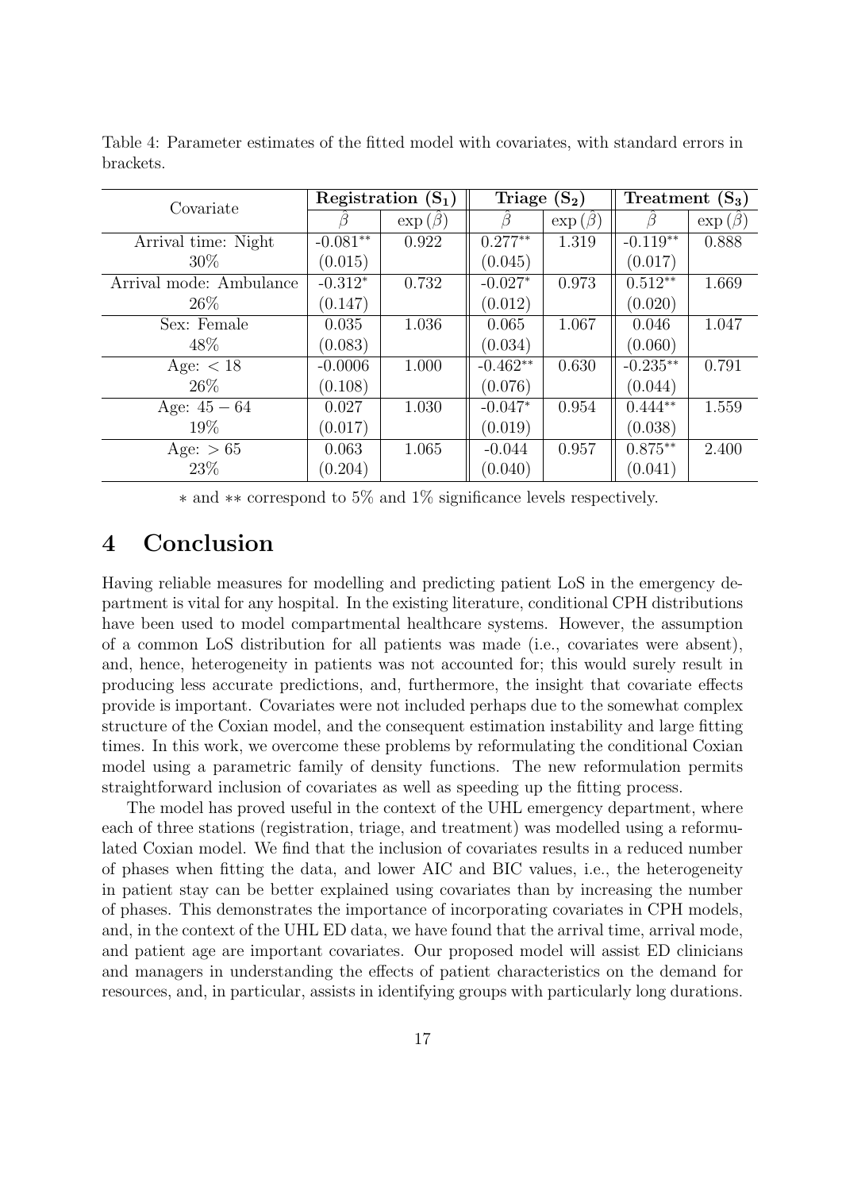Table 4: Parameter estimates of the fitted model with covariates, with standard errors in brackets.

| Covariate | Registration ($\mathbf{S_1}$) | | Triage ($\mathbf{S_2}$) | | Treatment ($\mathbf{S_3}$) | |
|---|---|---|---|---|---|---|
| | $\hat{\beta}$ | $\exp(\hat{\beta})$ | $\hat{\beta}$ | $\exp(\hat{\beta})$ | $\hat{\beta}$ | $\exp(\hat{\beta})$ |
| Arrival time: Night | -0.081** | 0.922 | 0.277** | 1.319 | -0.119** | 0.888 |
| 30% | (0.015) | | (0.045) | | (0.017) | |
| Arrival mode: Ambulance | -0.312* | 0.732 | -0.027* | 0.973 | 0.512** | 1.669 |
| 26% | (0.147) | | (0.012) | | (0.020) | |
| Sex: Female | 0.035 | 1.036 | 0.065 | 1.067 | 0.046 | 1.047 |
| 48% | (0.083) | | (0.034) | | (0.060) | |
| Age: $< 18$ | -0.0006 | 1.000 | -0.462** | 0.630 | -0.235** | 0.791 |
| 26% | (0.108) | | (0.076) | | (0.044) | |
| Age: $45 - 64$ | 0.027 | 1.030 | -0.047* | 0.954 | 0.444** | 1.559 |
| 19% | (0.017) | | (0.019) | | (0.038) | |
| Age: $> 65$ | 0.063 | 1.065 | -0.044 | 0.957 | 0.875** | 2.400 |
| 23% | (0.204) | | (0.040) | | (0.041) | |

$*$ and $**$ correspond to 5% and 1% significance levels respectively.

# 4 Conclusion

Having reliable measures for modelling and predicting patient LoS in the emergency department is vital for any hospital. In the existing literature, conditional CPH distributions have been used to model compartmental healthcare systems. However, the assumption of a common LoS distribution for all patients was made (i.e., covariates were absent), and, hence, heterogeneity in patients was not accounted for; this would surely result in producing less accurate predictions, and, furthermore, the insight that covariate effects provide is important. Covariates were not included perhaps due to the somewhat complex structure of the Coxian model, and the consequent estimation instability and large fitting times. In this work, we overcome these problems by reformulating the conditional Coxian model using a parametric family of density functions. The new reformulation permits straightforward inclusion of covariates as well as speeding up the fitting process.

The model has proved useful in the context of the UHL emergency department, where each of three stations (registration, triage, and treatment) was modelled using a reformulated Coxian model. We find that the inclusion of covariates results in a reduced number of phases when fitting the data, and lower AIC and BIC values, i.e., the heterogeneity in patient stay can be better explained using covariates than by increasing the number of phases. This demonstrates the importance of incorporating covariates in CPH models, and, in the context of the UHL ED data, we have found that the arrival time, arrival mode, and patient age are important covariates. Our proposed model will assist ED clinicians and managers in understanding the effects of patient characteristics on the demand for resources, and, in particular, assists in identifying groups with particularly long durations.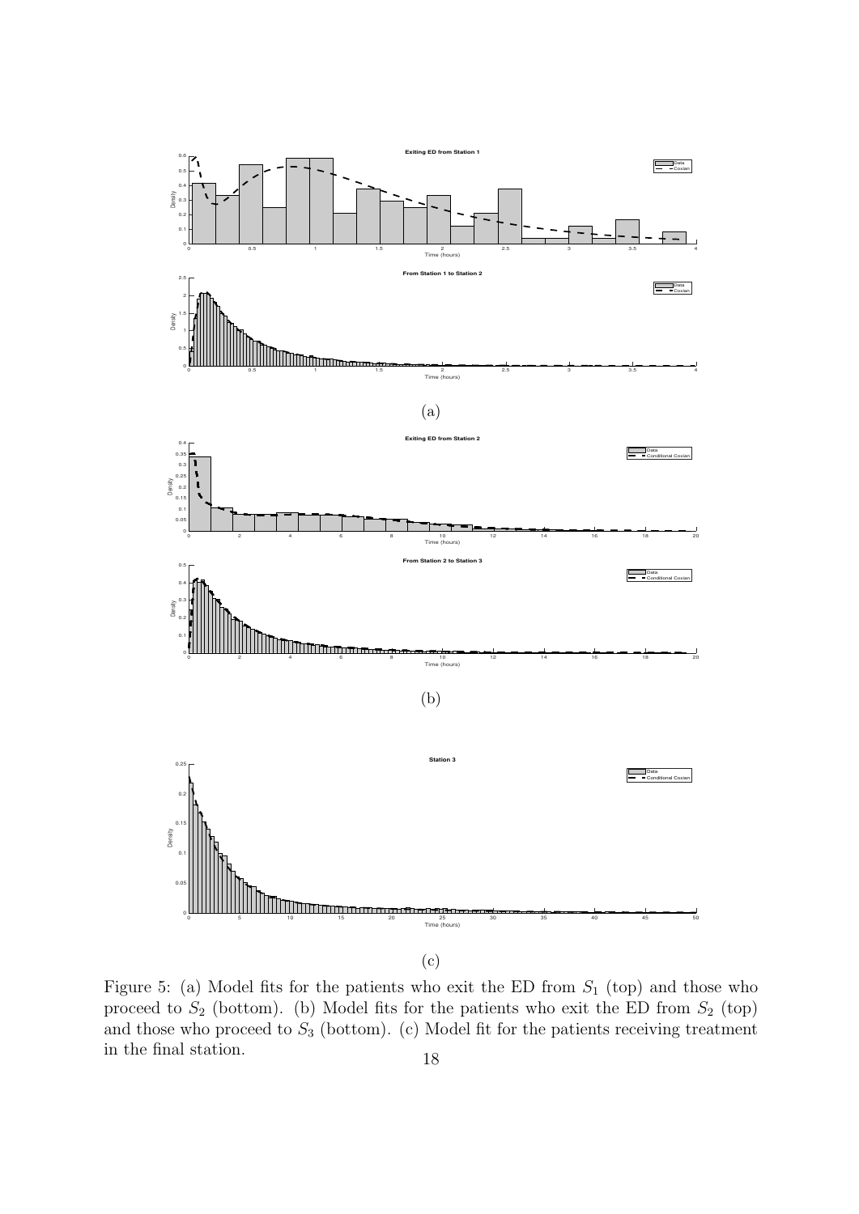(a)

(b)

(c)

Figure 5: (a) Model fits for the patients who exit the ED from $S_1$ (top) and those who proceed to $S_2$ (bottom). (b) Model fits for the patients who exit the ED from $S_2$ (top) and those who proceed to $S_3$ (bottom). (c) Model fit for the patients receiving treatment in the final station.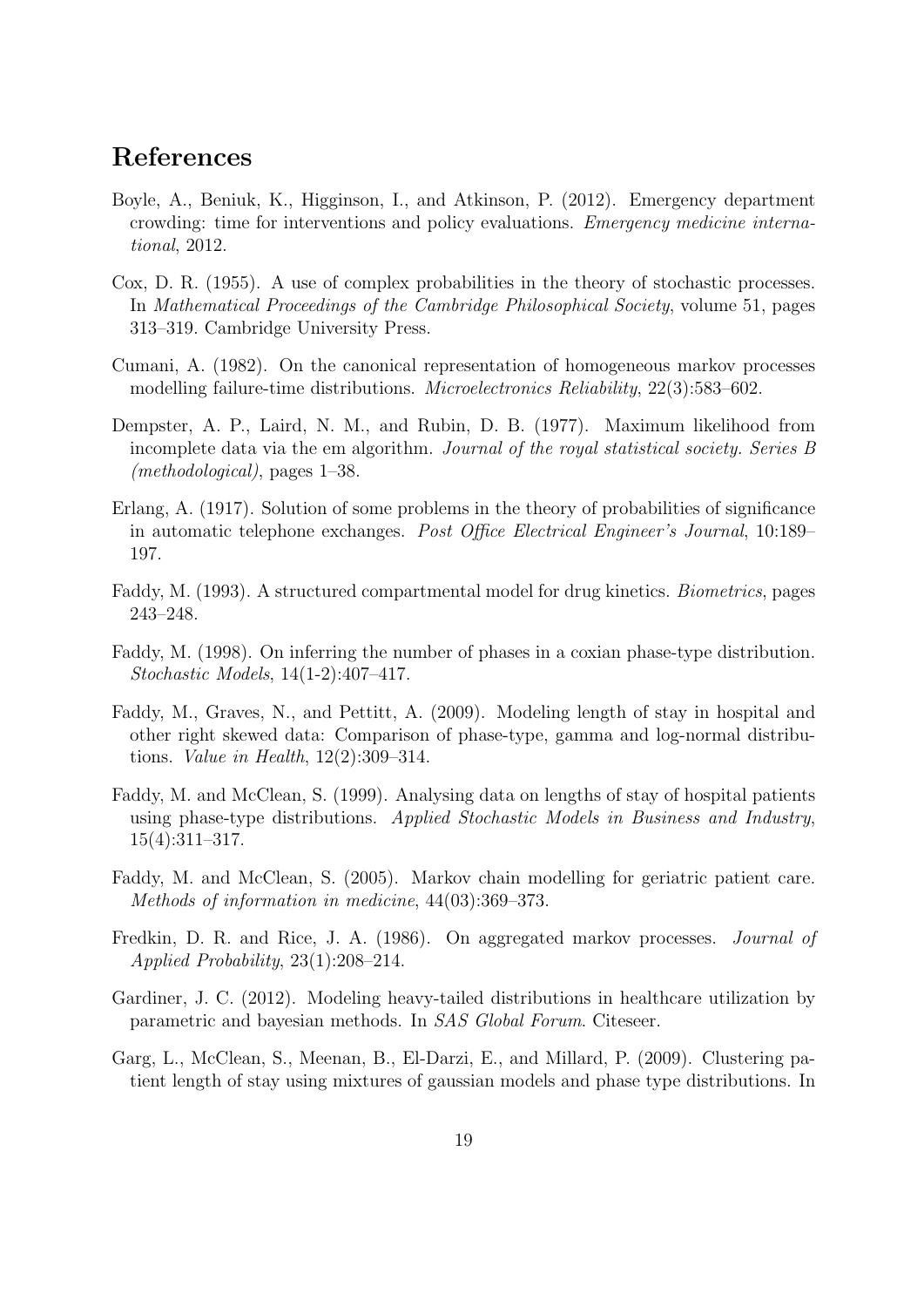## References

Boyle, A., Beniuk, K., Higginson, I., and Atkinson, P. (2012). Emergency department crowding: time for interventions and policy evaluations. *Emergency medicine international*, 2012.

Cox, D. R. (1955). A use of complex probabilities in the theory of stochastic processes. In *Mathematical Proceedings of the Cambridge Philosophical Society*, volume 51, pages 313–319. Cambridge University Press.

Cumani, A. (1982). On the canonical representation of homogeneous markov processes modelling failure-time distributions. *Microelectronics Reliability*, 22(3):583–602.

Dempster, A. P., Laird, N. M., and Rubin, D. B. (1977). Maximum likelihood from incomplete data via the em algorithm. *Journal of the royal statistical society. Series B (methodological)*, pages 1–38.

Erlang, A. (1917). Solution of some problems in the theory of probabilities of significance in automatic telephone exchanges. *Post Office Electrical Engineer's Journal*, 10:189–197.

Faddy, M. (1993). A structured compartmental model for drug kinetics. *Biometrics*, pages 243–248.

Faddy, M. (1998). On inferring the number of phases in a coxian phase-type distribution. *Stochastic Models*, 14(1-2):407–417.

Faddy, M., Graves, N., and Pettitt, A. (2009). Modeling length of stay in hospital and other right skewed data: Comparison of phase-type, gamma and log-normal distributions. *Value in Health*, 12(2):309–314.

Faddy, M. and McClean, S. (1999). Analysing data on lengths of stay of hospital patients using phase-type distributions. *Applied Stochastic Models in Business and Industry*, 15(4):311–317.

Faddy, M. and McClean, S. (2005). Markov chain modelling for geriatric patient care. *Methods of information in medicine*, 44(03):369–373.

Fredkin, D. R. and Rice, J. A. (1986). On aggregated markov processes. *Journal of Applied Probability*, 23(1):208–214.

Gardiner, J. C. (2012). Modeling heavy-tailed distributions in healthcare utilization by parametric and bayesian methods. In *SAS Global Forum*. Citeseer.

Garg, L., McClean, S., Meenan, B., El-Darzi, E., and Millard, P. (2009). Clustering patient length of stay using mixtures of gaussian models and phase type distributions. In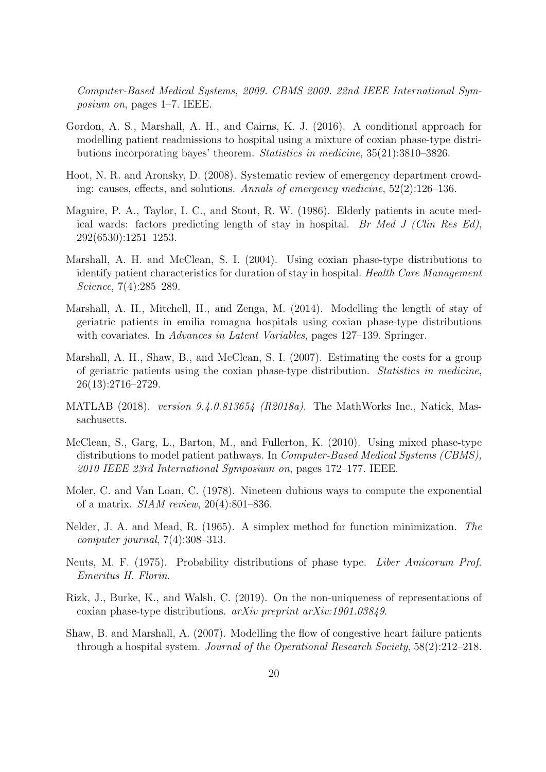*Computer-Based Medical Systems, 2009. CBMS 2009. 22nd IEEE International Symposium on*, pages 1–7. IEEE.

Gordon, A. S., Marshall, A. H., and Cairns, K. J. (2016). A conditional approach for modelling patient readmissions to hospital using a mixture of coxian phase-type distributions incorporating bayes' theorem. *Statistics in medicine*, 35(21):3810–3826.

Hoot, N. R. and Aronsky, D. (2008). Systematic review of emergency department crowding: causes, effects, and solutions. *Annals of emergency medicine*, 52(2):126–136.

Maguire, P. A., Taylor, I. C., and Stout, R. W. (1986). Elderly patients in acute medical wards: factors predicting length of stay in hospital. *Br Med J (Clin Res Ed)*, 292(6530):1251–1253.

Marshall, A. H. and McClean, S. I. (2004). Using coxian phase-type distributions to identify patient characteristics for duration of stay in hospital. *Health Care Management Science*, 7(4):285–289.

Marshall, A. H., Mitchell, H., and Zenga, M. (2014). Modelling the length of stay of geriatric patients in emilia romagna hospitals using coxian phase-type distributions with covariates. In *Advances in Latent Variables*, pages 127–139. Springer.

Marshall, A. H., Shaw, B., and McClean, S. I. (2007). Estimating the costs for a group of geriatric patients using the coxian phase-type distribution. *Statistics in medicine*, 26(13):2716–2729.

MATLAB (2018). *version 9.4.0.813654 (R2018a)*. The MathWorks Inc., Natick, Massachusetts.

McClean, S., Garg, L., Barton, M., and Fullerton, K. (2010). Using mixed phase-type distributions to model patient pathways. In *Computer-Based Medical Systems (CBMS), 2010 IEEE 23rd International Symposium on*, pages 172–177. IEEE.

Moler, C. and Van Loan, C. (1978). Nineteen dubious ways to compute the exponential of a matrix. *SIAM review*, 20(4):801–836.

Nelder, J. A. and Mead, R. (1965). A simplex method for function minimization. *The computer journal*, 7(4):308–313.

Neuts, M. F. (1975). Probability distributions of phase type. *Liber Amicorum Prof. Emeritus H. Florin*.

Rizk, J., Burke, K., and Walsh, C. (2019). On the non-uniqueness of representations of coxian phase-type distributions. *arXiv preprint arXiv:1901.03849*.

Shaw, B. and Marshall, A. (2007). Modelling the flow of congestive heart failure patients through a hospital system. *Journal of the Operational Research Society*, 58(2):212–218.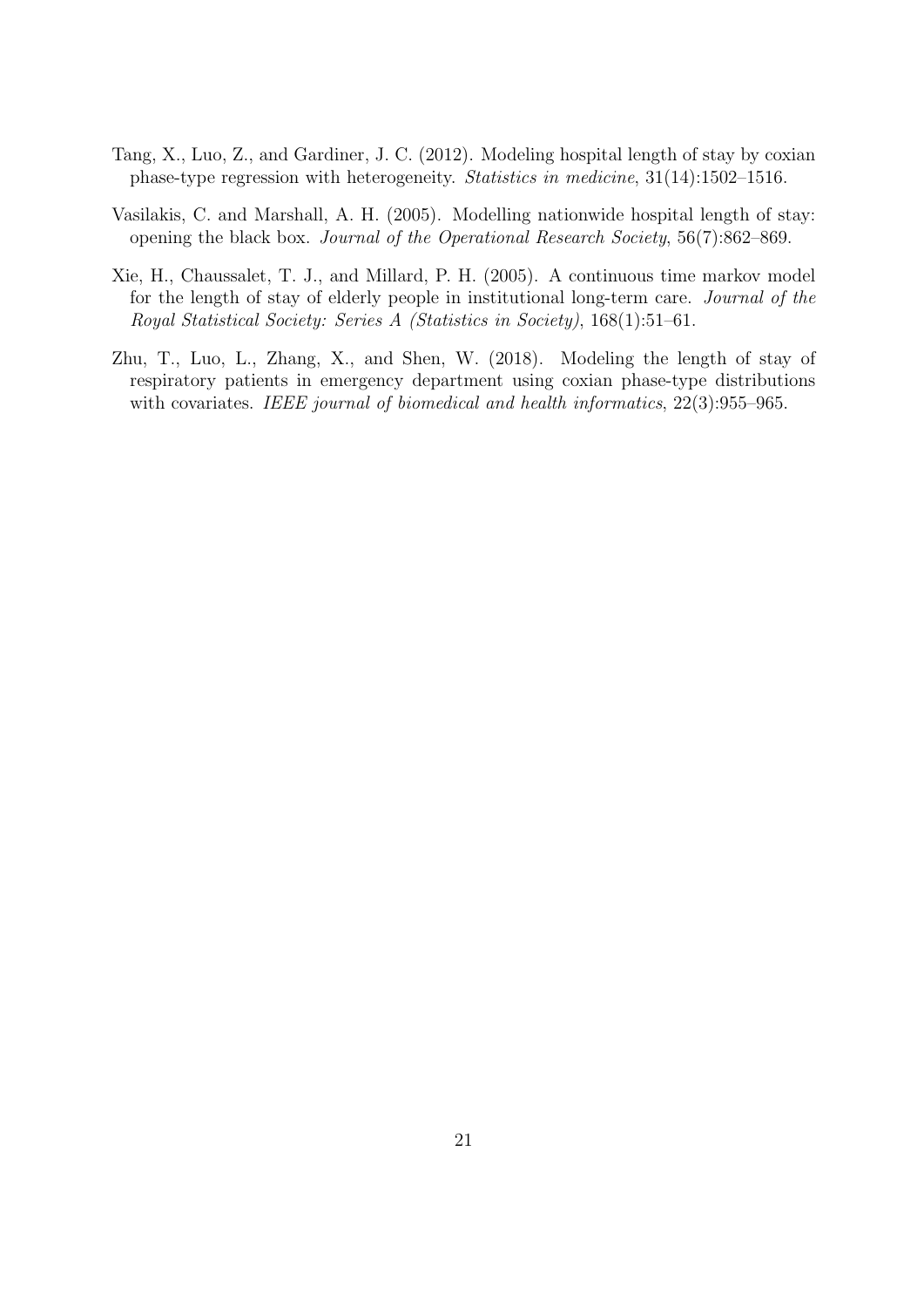Tang, X., Luo, Z., and Gardiner, J. C. (2012). Modeling hospital length of stay by coxian phase-type regression with heterogeneity. *Statistics in medicine*, 31(14):1502–1516.

Vasilakis, C. and Marshall, A. H. (2005). Modelling nationwide hospital length of stay: opening the black box. *Journal of the Operational Research Society*, 56(7):862–869.

Xie, H., Chaussalet, T. J., and Millard, P. H. (2005). A continuous time markov model for the length of stay of elderly people in institutional long-term care. *Journal of the Royal Statistical Society: Series A (Statistics in Society)*, 168(1):51–61.

Zhu, T., Luo, L., Zhang, X., and Shen, W. (2018). Modeling the length of stay of respiratory patients in emergency department using coxian phase-type distributions with covariates. *IEEE journal of biomedical and health informatics*, 22(3):955–965.